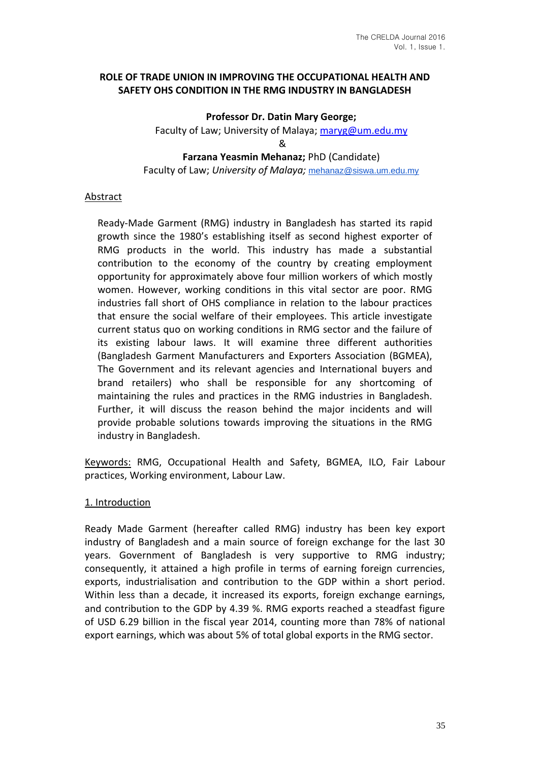# ROLE OF TRADE UNION IN IMPROVING THE OCCUPATIONAL HEALTH AND SAFETY OHS CONDITION IN THE RMG INDUSTRY IN BANGLADESH

**Professor Dr. Datin Mary George;**
Faculty of Law; University of Malaya; maryg@um.edu.my
&
**Farzana Yeasmin Mehanaz;** PhD (Candidate)
Faculty of Law; *University of Malaya;* mehanaz@siswa.um.edu.my

## Abstract

Ready-Made Garment (RMG) industry in Bangladesh has started its rapid growth since the 1980's establishing itself as second highest exporter of RMG products in the world. This industry has made a substantial contribution to the economy of the country by creating employment opportunity for approximately above four million workers of which mostly women. However, working conditions in this vital sector are poor. RMG industries fall short of OHS compliance in relation to the labour practices that ensure the social welfare of their employees. This article investigate current status quo on working conditions in RMG sector and the failure of its existing labour laws. It will examine three different authorities (Bangladesh Garment Manufacturers and Exporters Association (BGMEA), The Government and its relevant agencies and International buyers and brand retailers) who shall be responsible for any shortcoming of maintaining the rules and practices in the RMG industries in Bangladesh. Further, it will discuss the reason behind the major incidents and will provide probable solutions towards improving the situations in the RMG industry in Bangladesh.

Keywords: RMG, Occupational Health and Safety, BGMEA, ILO, Fair Labour practices, Working environment, Labour Law.

## 1. Introduction

Ready Made Garment (hereafter called RMG) industry has been key export industry of Bangladesh and a main source of foreign exchange for the last 30 years. Government of Bangladesh is very supportive to RMG industry; consequently, it attained a high profile in terms of earning foreign currencies, exports, industrialisation and contribution to the GDP within a short period. Within less than a decade, it increased its exports, foreign exchange earnings, and contribution to the GDP by 4.39 %. RMG exports reached a steadfast figure of USD 6.29 billion in the fiscal year 2014, counting more than 78% of national export earnings, which was about 5% of total global exports in the RMG sector.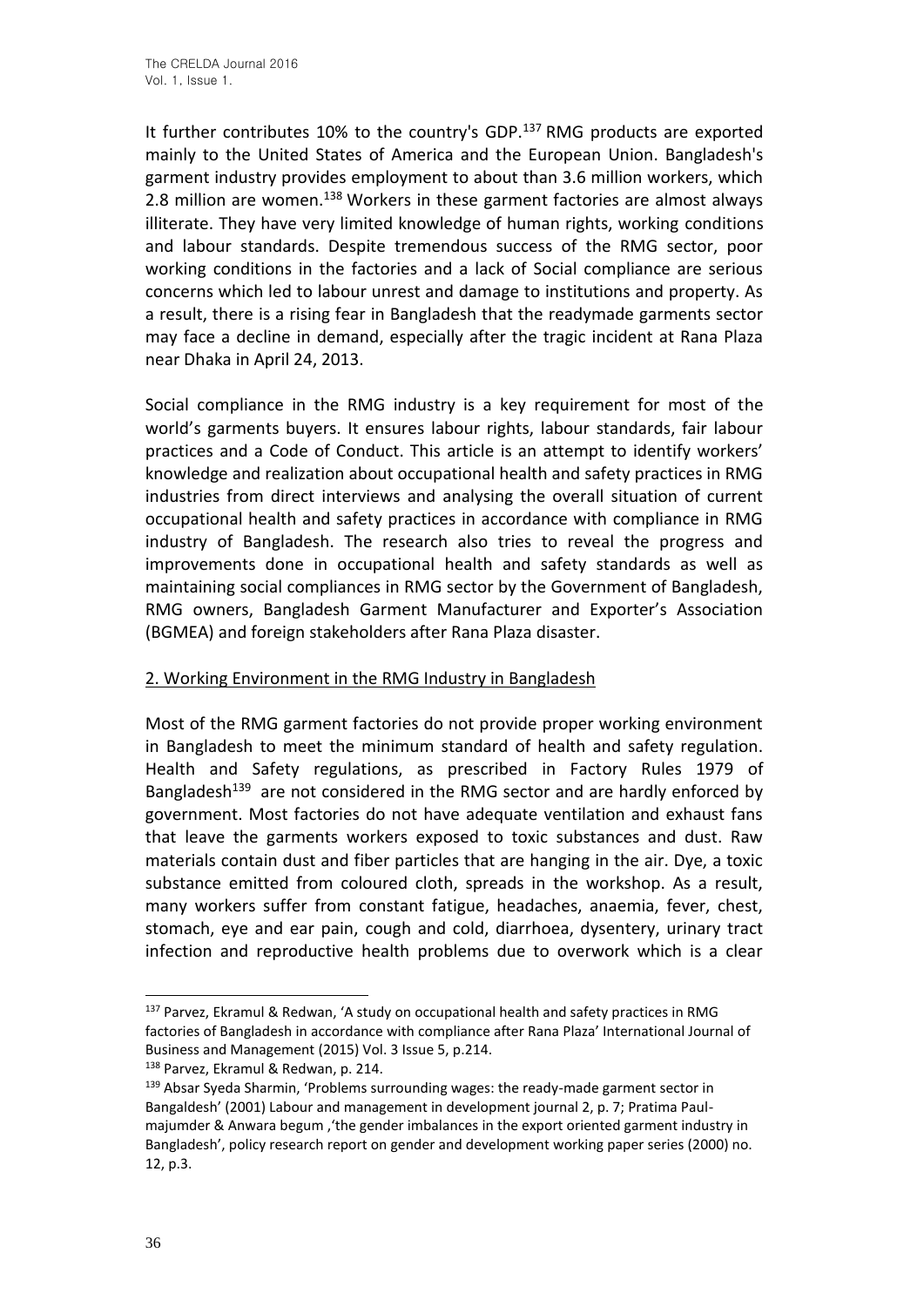It further contributes 10% to the country's GDP.[137] RMG products are exported mainly to the United States of America and the European Union. Bangladesh's garment industry provides employment to about than 3.6 million workers, which 2.8 million are women.[138] Workers in these garment factories are almost always illiterate. They have very limited knowledge of human rights, working conditions and labour standards. Despite tremendous success of the RMG sector, poor working conditions in the factories and a lack of Social compliance are serious concerns which led to labour unrest and damage to institutions and property. As a result, there is a rising fear in Bangladesh that the readymade garments sector may face a decline in demand, especially after the tragic incident at Rana Plaza near Dhaka in April 24, 2013.

Social compliance in the RMG industry is a key requirement for most of the world's garments buyers. It ensures labour rights, labour standards, fair labour practices and a Code of Conduct. This article is an attempt to identify workers' knowledge and realization about occupational health and safety practices in RMG industries from direct interviews and analysing the overall situation of current occupational health and safety practices in accordance with compliance in RMG industry of Bangladesh. The research also tries to reveal the progress and improvements done in occupational health and safety standards as well as maintaining social compliances in RMG sector by the Government of Bangladesh, RMG owners, Bangladesh Garment Manufacturer and Exporter's Association (BGMEA) and foreign stakeholders after Rana Plaza disaster.

## 2. Working Environment in the RMG Industry in Bangladesh

Most of the RMG garment factories do not provide proper working environment in Bangladesh to meet the minimum standard of health and safety regulation. Health and Safety regulations, as prescribed in Factory Rules 1979 of Bangladesh[139] are not considered in the RMG sector and are hardly enforced by government. Most factories do not have adequate ventilation and exhaust fans that leave the garments workers exposed to toxic substances and dust. Raw materials contain dust and fiber particles that are hanging in the air. Dye, a toxic substance emitted from coloured cloth, spreads in the workshop. As a result, many workers suffer from constant fatigue, headaches, anaemia, fever, chest, stomach, eye and ear pain, cough and cold, diarrhoea, dysentery, urinary tract infection and reproductive health problems due to overwork which is a clear

---

[137] Parvez, Ekramul & Redwan, 'A study on occupational health and safety practices in RMG factories of Bangladesh in accordance with compliance after Rana Plaza' International Journal of Business and Management (2015) Vol. 3 Issue 5, p.214.

[138] Parvez, Ekramul & Redwan, p. 214.

[139] Absar Syeda Sharmin, 'Problems surrounding wages: the ready-made garment sector in Bangaldesh' (2001) Labour and management in development journal 2, p. 7; Pratima Paul-majumder & Anwara begum ,'the gender imbalances in the export oriented garment industry in Bangladesh', policy research report on gender and development working paper series (2000) no. 12, p.3.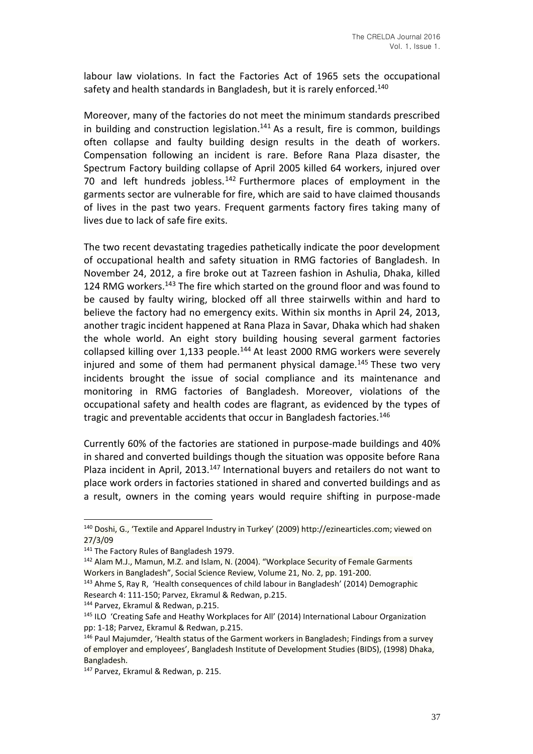labour law violations. In fact the Factories Act of 1965 sets the occupational safety and health standards in Bangladesh, but it is rarely enforced.[140]

Moreover, many of the factories do not meet the minimum standards prescribed in building and construction legislation.[141] As a result, fire is common, buildings often collapse and faulty building design results in the death of workers. Compensation following an incident is rare. Before Rana Plaza disaster, the Spectrum Factory building collapse of April 2005 killed 64 workers, injured over 70 and left hundreds jobless.[142] Furthermore places of employment in the garments sector are vulnerable for fire, which are said to have claimed thousands of lives in the past two years. Frequent garments factory fires taking many of lives due to lack of safe fire exits.

The two recent devastating tragedies pathetically indicate the poor development of occupational health and safety situation in RMG factories of Bangladesh. In November 24, 2012, a fire broke out at Tazreen fashion in Ashulia, Dhaka, killed 124 RMG workers.[143] The fire which started on the ground floor and was found to be caused by faulty wiring, blocked off all three stairwells within and hard to believe the factory had no emergency exits. Within six months in April 24, 2013, another tragic incident happened at Rana Plaza in Savar, Dhaka which had shaken the whole world. An eight story building housing several garment factories collapsed killing over 1,133 people.[144] At least 2000 RMG workers were severely injured and some of them had permanent physical damage.[145] These two very incidents brought the issue of social compliance and its maintenance and monitoring in RMG factories of Bangladesh. Moreover, violations of the occupational safety and health codes are flagrant, as evidenced by the types of tragic and preventable accidents that occur in Bangladesh factories.[146]

Currently 60% of the factories are stationed in purpose-made buildings and 40% in shared and converted buildings though the situation was opposite before Rana Plaza incident in April, 2013.[147] International buyers and retailers do not want to place work orders in factories stationed in shared and converted buildings and as a result, owners in the coming years would require shifting in purpose-made

---

[140] Doshi, G., 'Textile and Apparel Industry in Turkey' (2009) http://ezinearticles.com; viewed on 27/3/09

[141] The Factory Rules of Bangladesh 1979.

[142] Alam M.J., Mamun, M.Z. and Islam, N. (2004). "Workplace Security of Female Garments Workers in Bangladesh", Social Science Review, Volume 21, No. 2, pp. 191-200.

[143] Ahme S, Ray R, 'Health consequences of child labour in Bangladesh' (2014) Demographic Research 4: 111-150; Parvez, Ekramul & Redwan, p.215.

[144] Parvez, Ekramul & Redwan, p.215.

[145] ILO 'Creating Safe and Heathy Workplaces for All' (2014) International Labour Organization pp: 1-18; Parvez, Ekramul & Redwan, p.215.

[146] Paul Majumder, 'Health status of the Garment workers in Bangladesh; Findings from a survey of employer and employees', Bangladesh Institute of Development Studies (BIDS), (1998) Dhaka, Bangladesh.

[147] Parvez, Ekramul & Redwan, p. 215.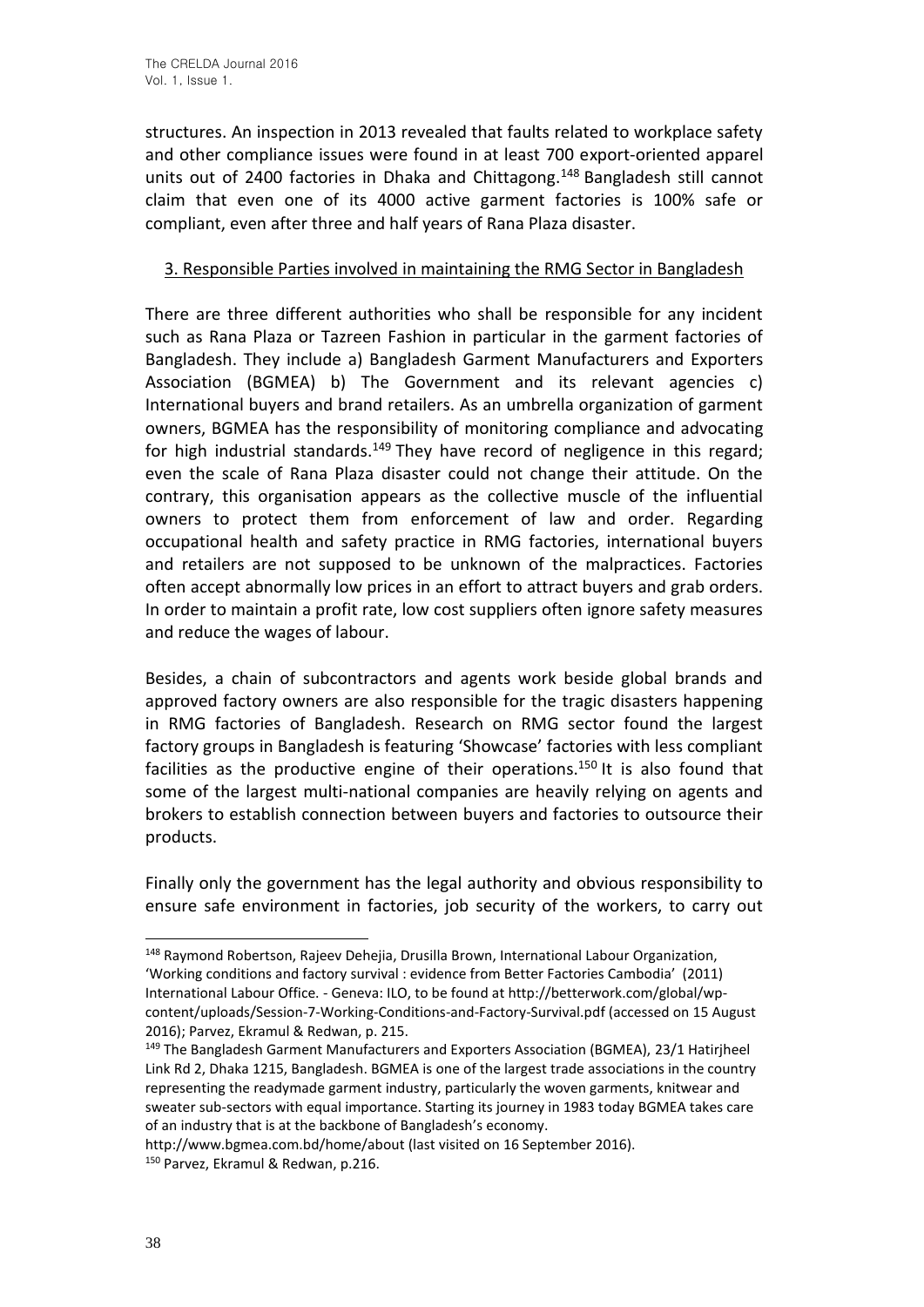structures. An inspection in 2013 revealed that faults related to workplace safety and other compliance issues were found in at least 700 export-oriented apparel units out of 2400 factories in Dhaka and Chittagong.[148] Bangladesh still cannot claim that even one of its 4000 active garment factories is 100% safe or compliant, even after three and half years of Rana Plaza disaster.

## 3. Responsible Parties involved in maintaining the RMG Sector in Bangladesh

There are three different authorities who shall be responsible for any incident such as Rana Plaza or Tazreen Fashion in particular in the garment factories of Bangladesh. They include a) Bangladesh Garment Manufacturers and Exporters Association (BGMEA) b) The Government and its relevant agencies c) International buyers and brand retailers. As an umbrella organization of garment owners, BGMEA has the responsibility of monitoring compliance and advocating for high industrial standards.[149] They have record of negligence in this regard; even the scale of Rana Plaza disaster could not change their attitude. On the contrary, this organisation appears as the collective muscle of the influential owners to protect them from enforcement of law and order. Regarding occupational health and safety practice in RMG factories, international buyers and retailers are not supposed to be unknown of the malpractices. Factories often accept abnormally low prices in an effort to attract buyers and grab orders. In order to maintain a profit rate, low cost suppliers often ignore safety measures and reduce the wages of labour.

Besides, a chain of subcontractors and agents work beside global brands and approved factory owners are also responsible for the tragic disasters happening in RMG factories of Bangladesh. Research on RMG sector found the largest factory groups in Bangladesh is featuring 'Showcase' factories with less compliant facilities as the productive engine of their operations.[150] It is also found that some of the largest multi-national companies are heavily relying on agents and brokers to establish connection between buyers and factories to outsource their products.

Finally only the government has the legal authority and obvious responsibility to ensure safe environment in factories, job security of the workers, to carry out

---

[148] Raymond Robertson, Rajeev Dehejia, Drusilla Brown, International Labour Organization, 'Working conditions and factory survival : evidence from Better Factories Cambodia' (2011) International Labour Office. - Geneva: ILO, to be found at http://betterwork.com/global/wp-content/uploads/Session-7-Working-Conditions-and-Factory-Survival.pdf (accessed on 15 August 2016); Parvez, Ekramul & Redwan, p. 215.

[149] The Bangladesh Garment Manufacturers and Exporters Association (BGMEA), 23/1 Hatirjheel Link Rd 2, Dhaka 1215, Bangladesh. BGMEA is one of the largest trade associations in the country representing the readymade garment industry, particularly the woven garments, knitwear and sweater sub-sectors with equal importance. Starting its journey in 1983 today BGMEA takes care of an industry that is at the backbone of Bangladesh's economy. http://www.bgmea.com.bd/home/about (last visited on 16 September 2016).

[150] Parvez, Ekramul & Redwan, p.216.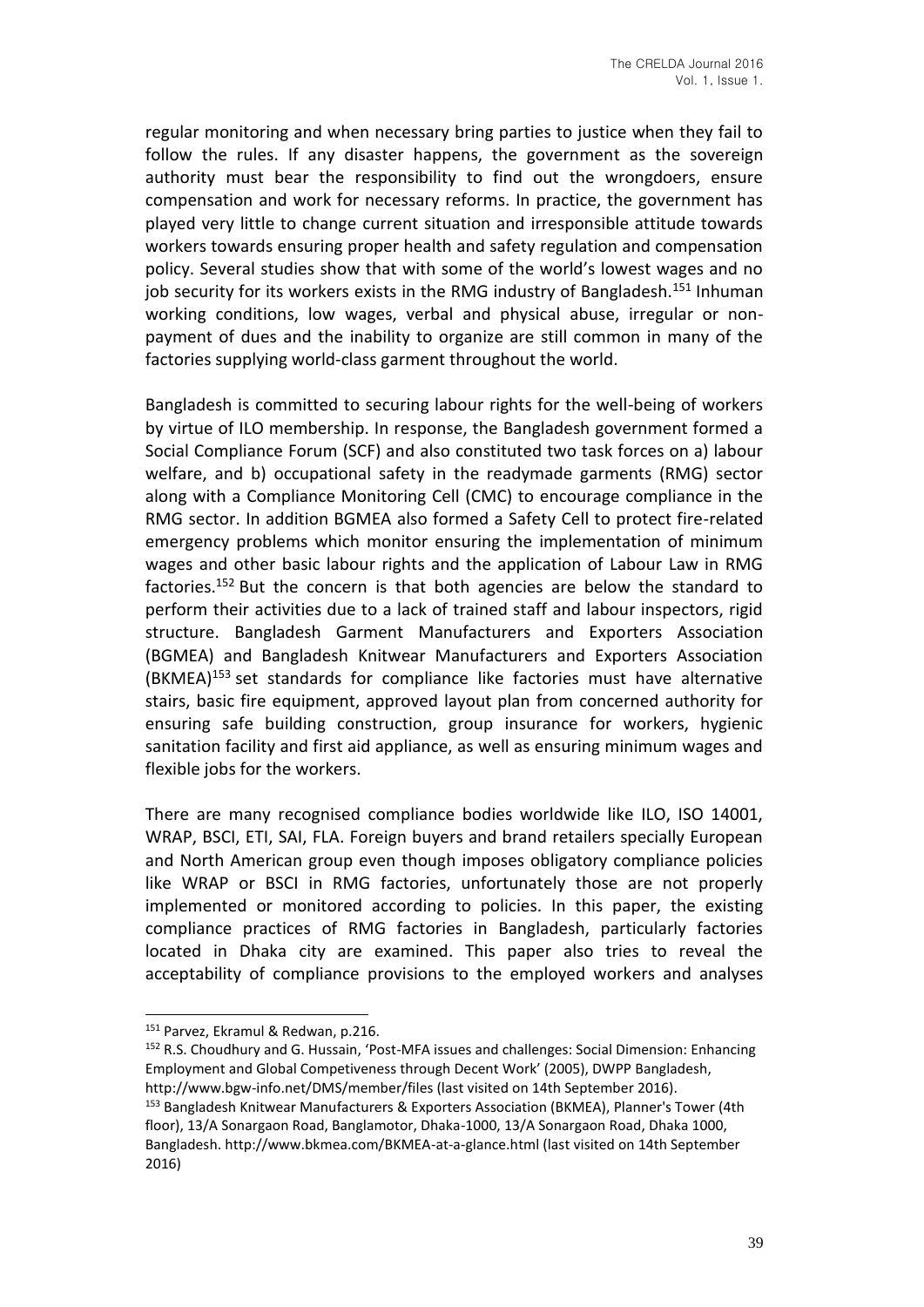regular monitoring and when necessary bring parties to justice when they fail to follow the rules. If any disaster happens, the government as the sovereign authority must bear the responsibility to find out the wrongdoers, ensure compensation and work for necessary reforms. In practice, the government has played very little to change current situation and irresponsible attitude towards workers towards ensuring proper health and safety regulation and compensation policy. Several studies show that with some of the world's lowest wages and no job security for its workers exists in the RMG industry of Bangladesh.[151] Inhuman working conditions, low wages, verbal and physical abuse, irregular or non-payment of dues and the inability to organize are still common in many of the factories supplying world-class garment throughout the world.

Bangladesh is committed to securing labour rights for the well-being of workers by virtue of ILO membership. In response, the Bangladesh government formed a Social Compliance Forum (SCF) and also constituted two task forces on a) labour welfare, and b) occupational safety in the readymade garments (RMG) sector along with a Compliance Monitoring Cell (CMC) to encourage compliance in the RMG sector. In addition BGMEA also formed a Safety Cell to protect fire-related emergency problems which monitor ensuring the implementation of minimum wages and other basic labour rights and the application of Labour Law in RMG factories.[152] But the concern is that both agencies are below the standard to perform their activities due to a lack of trained staff and labour inspectors, rigid structure. Bangladesh Garment Manufacturers and Exporters Association (BGMEA) and Bangladesh Knitwear Manufacturers and Exporters Association (BKMEA)[153] set standards for compliance like factories must have alternative stairs, basic fire equipment, approved layout plan from concerned authority for ensuring safe building construction, group insurance for workers, hygienic sanitation facility and first aid appliance, as well as ensuring minimum wages and flexible jobs for the workers.

There are many recognised compliance bodies worldwide like ILO, ISO 14001, WRAP, BSCI, ETI, SAI, FLA. Foreign buyers and brand retailers specially European and North American group even though imposes obligatory compliance policies like WRAP or BSCI in RMG factories, unfortunately those are not properly implemented or monitored according to policies. In this paper, the existing compliance practices of RMG factories in Bangladesh, particularly factories located in Dhaka city are examined. This paper also tries to reveal the acceptability of compliance provisions to the employed workers and analyses

[151] Parvez, Ekramul & Redwan, p.216.

[152] R.S. Choudhury and G. Hussain, 'Post-MFA issues and challenges: Social Dimension: Enhancing Employment and Global Competiveness through Decent Work' (2005), DWPP Bangladesh, http://www.bgw-info.net/DMS/member/files (last visited on 14th September 2016).

[153] Bangladesh Knitwear Manufacturers & Exporters Association (BKMEA), Planner's Tower (4th floor), 13/A Sonargaon Road, Banglamotor, Dhaka-1000, 13/A Sonargaon Road, Dhaka 1000, Bangladesh. http://www.bkmea.com/BKMEA-at-a-glance.html (last visited on 14th September 2016)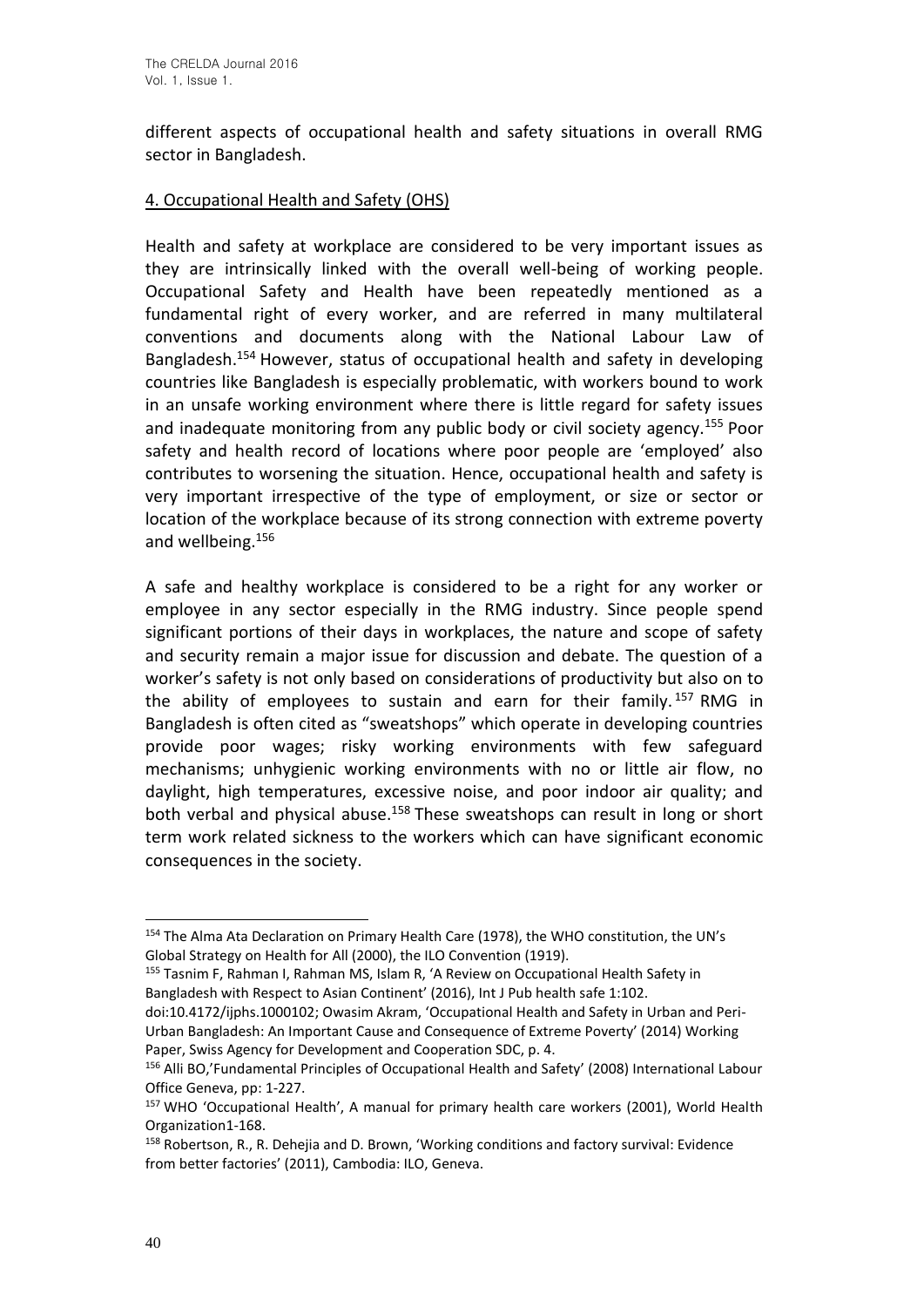different aspects of occupational health and safety situations in overall RMG sector in Bangladesh.

## 4. Occupational Health and Safety (OHS)

Health and safety at workplace are considered to be very important issues as they are intrinsically linked with the overall well-being of working people. Occupational Safety and Health have been repeatedly mentioned as a fundamental right of every worker, and are referred in many multilateral conventions and documents along with the National Labour Law of Bangladesh.[154] However, status of occupational health and safety in developing countries like Bangladesh is especially problematic, with workers bound to work in an unsafe working environment where there is little regard for safety issues and inadequate monitoring from any public body or civil society agency.[155] Poor safety and health record of locations where poor people are 'employed' also contributes to worsening the situation. Hence, occupational health and safety is very important irrespective of the type of employment, or size or sector or location of the workplace because of its strong connection with extreme poverty and wellbeing.[156]

A safe and healthy workplace is considered to be a right for any worker or employee in any sector especially in the RMG industry. Since people spend significant portions of their days in workplaces, the nature and scope of safety and security remain a major issue for discussion and debate. The question of a worker's safety is not only based on considerations of productivity but also on to the ability of employees to sustain and earn for their family.[157] RMG in Bangladesh is often cited as "sweatshops" which operate in developing countries provide poor wages; risky working environments with few safeguard mechanisms; unhygienic working environments with no or little air flow, no daylight, high temperatures, excessive noise, and poor indoor air quality; and both verbal and physical abuse.[158] These sweatshops can result in long or short term work related sickness to the workers which can have significant economic consequences in the society.

---

[154] The Alma Ata Declaration on Primary Health Care (1978), the WHO constitution, the UN's Global Strategy on Health for All (2000), the ILO Convention (1919).

[155] Tasnim F, Rahman I, Rahman MS, Islam R, 'A Review on Occupational Health Safety in Bangladesh with Respect to Asian Continent' (2016), Int J Pub health safe 1:102. doi:10.4172/ijphs.1000102; Owasim Akram, 'Occupational Health and Safety in Urban and Peri-Urban Bangladesh: An Important Cause and Consequence of Extreme Poverty' (2014) Working Paper, Swiss Agency for Development and Cooperation SDC, p. 4.

[156] Alli BO,'Fundamental Principles of Occupational Health and Safety' (2008) International Labour Office Geneva, pp: 1-227.

[157] WHO 'Occupational Health', A manual for primary health care workers (2001), World Health Organization1-168.

[158] Robertson, R., R. Dehejia and D. Brown, 'Working conditions and factory survival: Evidence from better factories' (2011), Cambodia: ILO, Geneva.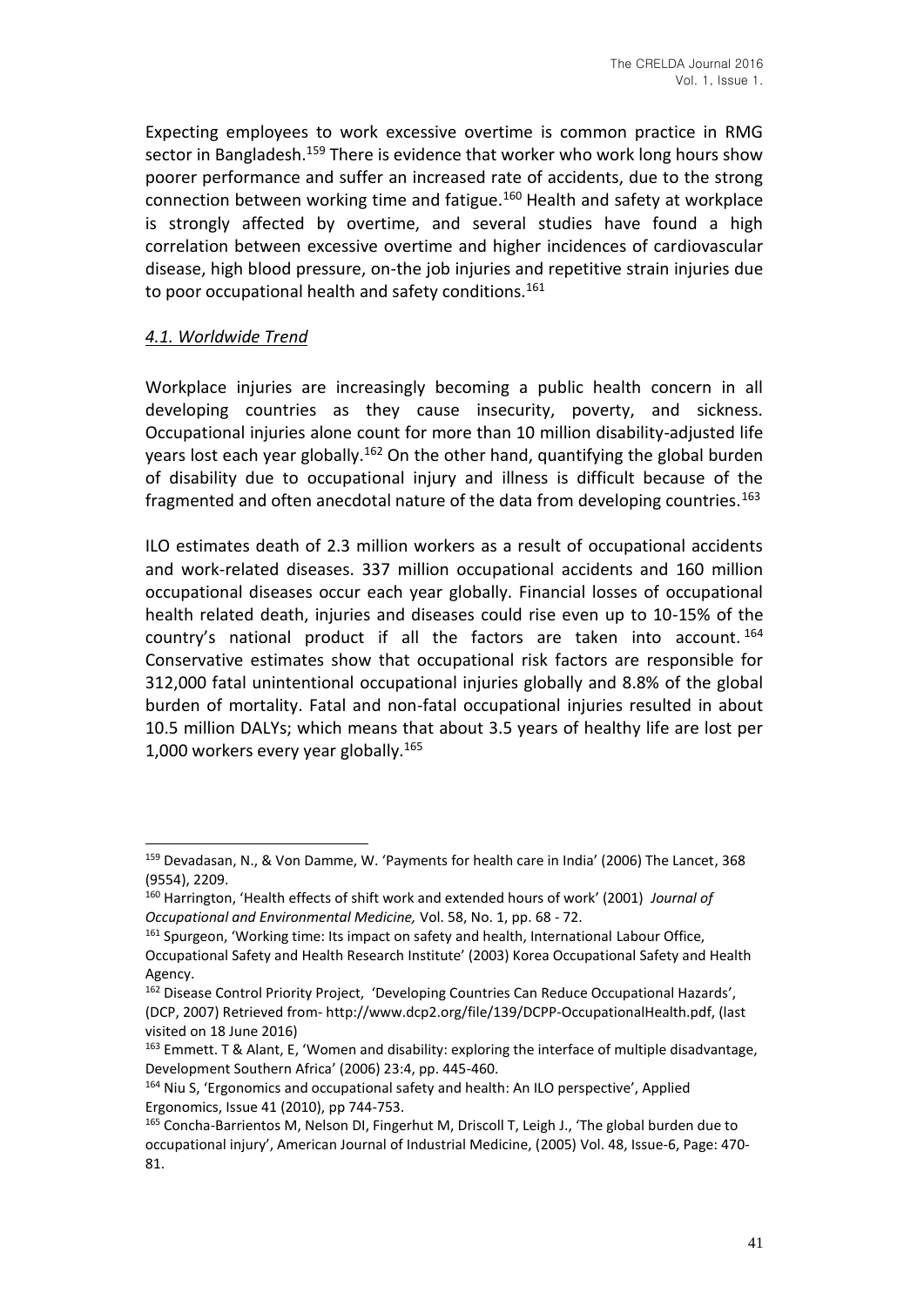Expecting employees to work excessive overtime is common practice in RMG sector in Bangladesh.[159] There is evidence that worker who work long hours show poorer performance and suffer an increased rate of accidents, due to the strong connection between working time and fatigue.[160] Health and safety at workplace is strongly affected by overtime, and several studies have found a high correlation between excessive overtime and higher incidences of cardiovascular disease, high blood pressure, on-the job injuries and repetitive strain injuries due to poor occupational health and safety conditions.[161]

### *4.1. Worldwide Trend*

Workplace injuries are increasingly becoming a public health concern in all developing countries as they cause insecurity, poverty, and sickness. Occupational injuries alone count for more than 10 million disability-adjusted life years lost each year globally.[162] On the other hand, quantifying the global burden of disability due to occupational injury and illness is difficult because of the fragmented and often anecdotal nature of the data from developing countries.[163]

ILO estimates death of 2.3 million workers as a result of occupational accidents and work-related diseases. 337 million occupational accidents and 160 million occupational diseases occur each year globally. Financial losses of occupational health related death, injuries and diseases could rise even up to 10-15% of the country's national product if all the factors are taken into account.[164] Conservative estimates show that occupational risk factors are responsible for 312,000 fatal unintentional occupational injuries globally and 8.8% of the global burden of mortality. Fatal and non-fatal occupational injuries resulted in about 10.5 million DALYs; which means that about 3.5 years of healthy life are lost per 1,000 workers every year globally.[165]

---

[159] Devadasan, N., & Von Damme, W. 'Payments for health care in India' (2006) The Lancet, 368 (9554), 2209.

[160] Harrington, 'Health effects of shift work and extended hours of work' (2001) *Journal of Occupational and Environmental Medicine,* Vol. 58, No. 1, pp. 68 - 72.

[161] Spurgeon, 'Working time: Its impact on safety and health, International Labour Office, Occupational Safety and Health Research Institute' (2003) Korea Occupational Safety and Health Agency.

[162] Disease Control Priority Project, 'Developing Countries Can Reduce Occupational Hazards', (DCP, 2007) Retrieved from- http://www.dcp2.org/file/139/DCPP-OccupationalHealth.pdf, (last visited on 18 June 2016)

[163] Emmett. T & Alant, E, 'Women and disability: exploring the interface of multiple disadvantage, Development Southern Africa' (2006) 23:4, pp. 445-460.

[164] Niu S, 'Ergonomics and occupational safety and health: An ILO perspective', Applied Ergonomics, Issue 41 (2010), pp 744-753.

[165] Concha-Barrientos M, Nelson DI, Fingerhut M, Driscoll T, Leigh J., 'The global burden due to occupational injury', American Journal of Industrial Medicine, (2005) Vol. 48, Issue-6, Page: 470-81.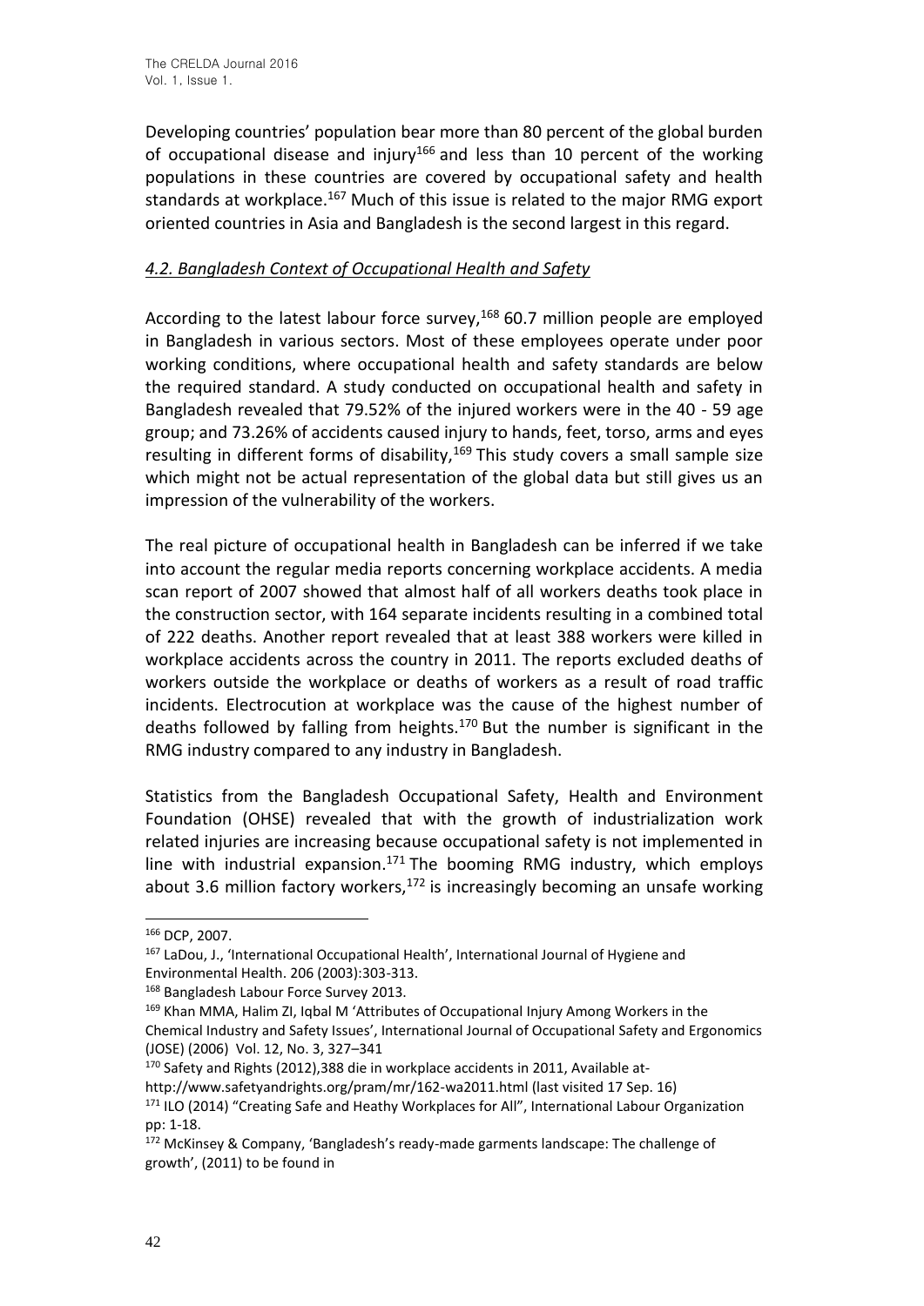Developing countries' population bear more than 80 percent of the global burden of occupational disease and injury[166] and less than 10 percent of the working populations in these countries are covered by occupational safety and health standards at workplace.[167] Much of this issue is related to the major RMG export oriented countries in Asia and Bangladesh is the second largest in this regard.

### *4.2. Bangladesh Context of Occupational Health and Safety*

According to the latest labour force survey,[168] 60.7 million people are employed in Bangladesh in various sectors. Most of these employees operate under poor working conditions, where occupational health and safety standards are below the required standard. A study conducted on occupational health and safety in Bangladesh revealed that 79.52% of the injured workers were in the 40 - 59 age group; and 73.26% of accidents caused injury to hands, feet, torso, arms and eyes resulting in different forms of disability,[169] This study covers a small sample size which might not be actual representation of the global data but still gives us an impression of the vulnerability of the workers.

The real picture of occupational health in Bangladesh can be inferred if we take into account the regular media reports concerning workplace accidents. A media scan report of 2007 showed that almost half of all workers deaths took place in the construction sector, with 164 separate incidents resulting in a combined total of 222 deaths. Another report revealed that at least 388 workers were killed in workplace accidents across the country in 2011. The reports excluded deaths of workers outside the workplace or deaths of workers as a result of road traffic incidents. Electrocution at workplace was the cause of the highest number of deaths followed by falling from heights.[170] But the number is significant in the RMG industry compared to any industry in Bangladesh.

Statistics from the Bangladesh Occupational Safety, Health and Environment Foundation (OHSE) revealed that with the growth of industrialization work related injuries are increasing because occupational safety is not implemented in line with industrial expansion.[171] The booming RMG industry, which employs about 3.6 million factory workers,[172] is increasingly becoming an unsafe working

---

[166] DCP, 2007.

[167] LaDou, J., 'International Occupational Health', International Journal of Hygiene and Environmental Health. 206 (2003):303-313.

[168] Bangladesh Labour Force Survey 2013.

[169] Khan MMA, Halim ZI, Iqbal M 'Attributes of Occupational Injury Among Workers in the Chemical Industry and Safety Issues', International Journal of Occupational Safety and Ergonomics (JOSE) (2006) Vol. 12, No. 3, 327–341

[170] Safety and Rights (2012),388 die in workplace accidents in 2011, Available at-http://www.safetyandrights.org/pram/mr/162-wa2011.html (last visited 17 Sep. 16)

[171] ILO (2014) "Creating Safe and Heathy Workplaces for All", International Labour Organization pp: 1-18.

[172] McKinsey & Company, 'Bangladesh's ready-made garments landscape: The challenge of growth', (2011) to be found in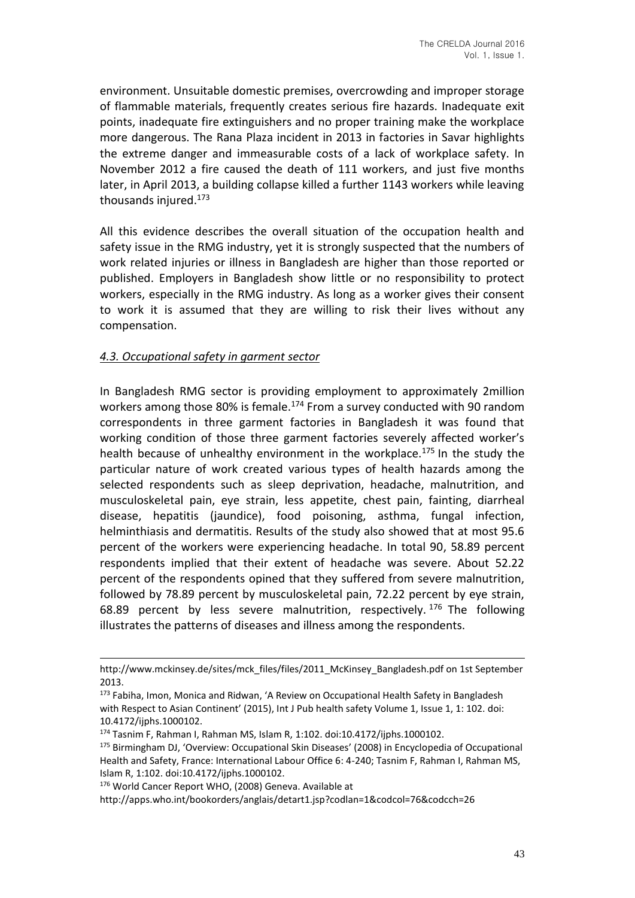environment. Unsuitable domestic premises, overcrowding and improper storage of flammable materials, frequently creates serious fire hazards. Inadequate exit points, inadequate fire extinguishers and no proper training make the workplace more dangerous. The Rana Plaza incident in 2013 in factories in Savar highlights the extreme danger and immeasurable costs of a lack of workplace safety. In November 2012 a fire caused the death of 111 workers, and just five months later, in April 2013, a building collapse killed a further 1143 workers while leaving thousands injured.[173]

All this evidence describes the overall situation of the occupation health and safety issue in the RMG industry, yet it is strongly suspected that the numbers of work related injuries or illness in Bangladesh are higher than those reported or published. Employers in Bangladesh show little or no responsibility to protect workers, especially in the RMG industry. As long as a worker gives their consent to work it is assumed that they are willing to risk their lives without any compensation.

### *4.3. Occupational safety in garment sector*

In Bangladesh RMG sector is providing employment to approximately 2million workers among those 80% is female.[174] From a survey conducted with 90 random correspondents in three garment factories in Bangladesh it was found that working condition of those three garment factories severely affected worker's health because of unhealthy environment in the workplace.[175] In the study the particular nature of work created various types of health hazards among the selected respondents such as sleep deprivation, headache, malnutrition, and musculoskeletal pain, eye strain, less appetite, chest pain, fainting, diarrheal disease, hepatitis (jaundice), food poisoning, asthma, fungal infection, helminthiasis and dermatitis. Results of the study also showed that at most 95.6 percent of the workers were experiencing headache. In total 90, 58.89 percent respondents implied that their extent of headache was severe. About 52.22 percent of the respondents opined that they suffered from severe malnutrition, followed by 78.89 percent by musculoskeletal pain, 72.22 percent by eye strain, 68.89 percent by less severe malnutrition, respectively.[176] The following illustrates the patterns of diseases and illness among the respondents.

---

http://www.mckinsey.de/sites/mck_files/files/2011_McKinsey_Bangladesh.pdf on 1st September 2013.

[173] Fabiha, Imon, Monica and Ridwan, 'A Review on Occupational Health Safety in Bangladesh with Respect to Asian Continent' (2015), Int J Pub health safety Volume 1, Issue 1, 1: 102. doi: 10.4172/ijphs.1000102.

[174] Tasnim F, Rahman I, Rahman MS, Islam R, 1:102. doi:10.4172/ijphs.1000102.

[175] Birmingham DJ, 'Overview: Occupational Skin Diseases' (2008) in Encyclopedia of Occupational Health and Safety, France: International Labour Office 6: 4-240; Tasnim F, Rahman I, Rahman MS, Islam R, 1:102. doi:10.4172/ijphs.1000102.

[176] World Cancer Report WHO, (2008) Geneva. Available at http://apps.who.int/bookorders/anglais/detart1.jsp?codlan=1&codcol=76&codcch=26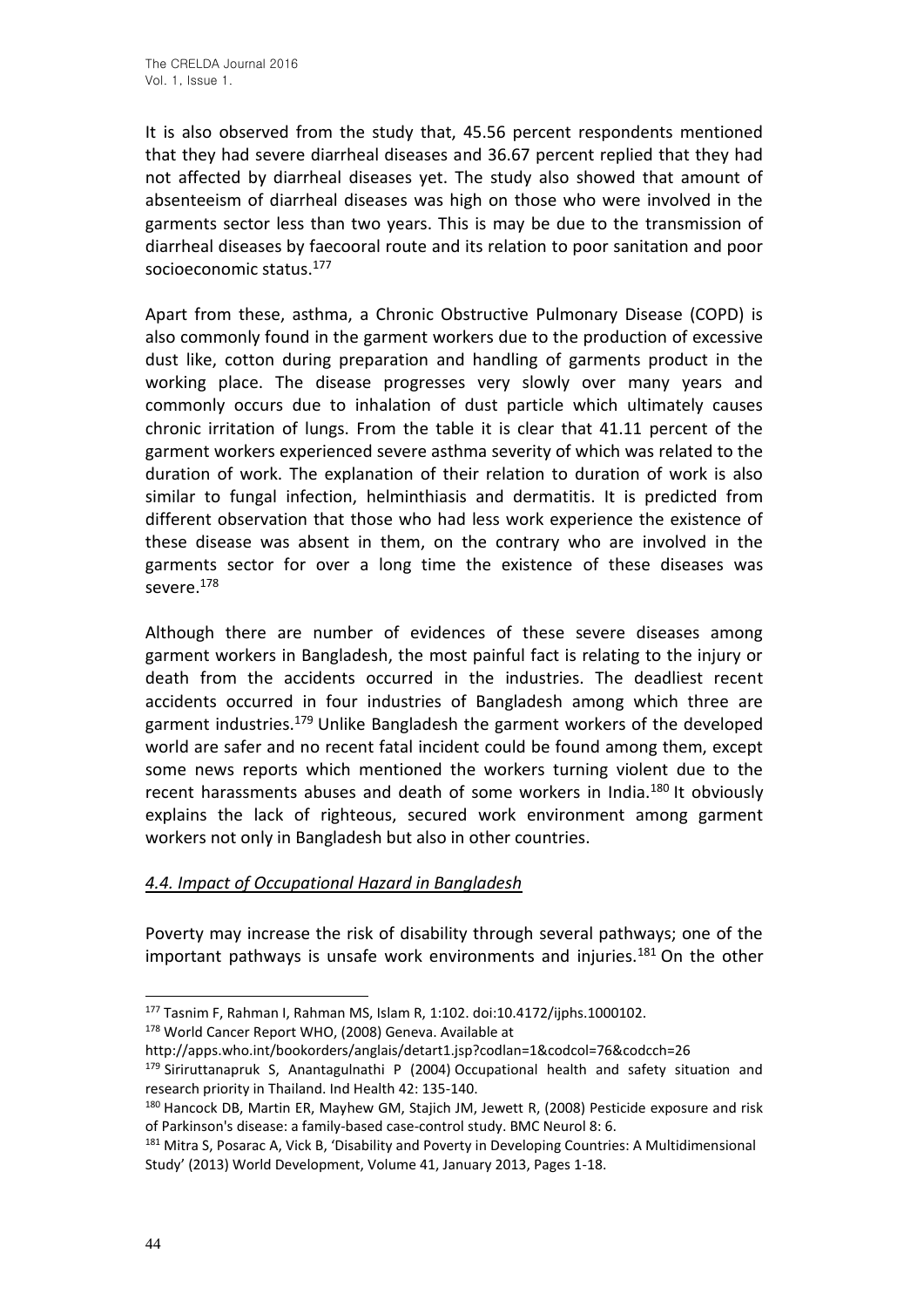It is also observed from the study that, 45.56 percent respondents mentioned that they had severe diarrheal diseases and 36.67 percent replied that they had not affected by diarrheal diseases yet. The study also showed that amount of absenteeism of diarrheal diseases was high on those who were involved in the garments sector less than two years. This is may be due to the transmission of diarrheal diseases by faecooral route and its relation to poor sanitation and poor socioeconomic status.[177]

Apart from these, asthma, a Chronic Obstructive Pulmonary Disease (COPD) is also commonly found in the garment workers due to the production of excessive dust like, cotton during preparation and handling of garments product in the working place. The disease progresses very slowly over many years and commonly occurs due to inhalation of dust particle which ultimately causes chronic irritation of lungs. From the table it is clear that 41.11 percent of the garment workers experienced severe asthma severity of which was related to the duration of work. The explanation of their relation to duration of work is also similar to fungal infection, helminthiasis and dermatitis. It is predicted from different observation that those who had less work experience the existence of these disease was absent in them, on the contrary who are involved in the garments sector for over a long time the existence of these diseases was severe.[178]

Although there are number of evidences of these severe diseases among garment workers in Bangladesh, the most painful fact is relating to the injury or death from the accidents occurred in the industries. The deadliest recent accidents occurred in four industries of Bangladesh among which three are garment industries.[179] Unlike Bangladesh the garment workers of the developed world are safer and no recent fatal incident could be found among them, except some news reports which mentioned the workers turning violent due to the recent harassments abuses and death of some workers in India.[180] It obviously explains the lack of righteous, secured work environment among garment workers not only in Bangladesh but also in other countries.

### *4.4. Impact of Occupational Hazard in Bangladesh*

Poverty may increase the risk of disability through several pathways; one of the important pathways is unsafe work environments and injuries.[181] On the other

---

[177] Tasnim F, Rahman I, Rahman MS, Islam R, 1:102. doi:10.4172/ijphs.1000102.

[178] World Cancer Report WHO, (2008) Geneva. Available at http://apps.who.int/bookorders/anglais/detart1.jsp?codlan=1&codcol=76&codcch=26

[179] Siriruttanapruk S, Anantagulnathi P (2004) Occupational health and safety situation and research priority in Thailand. Ind Health 42: 135-140.

[180] Hancock DB, Martin ER, Mayhew GM, Stajich JM, Jewett R, (2008) Pesticide exposure and risk of Parkinson's disease: a family-based case-control study. BMC Neurol 8: 6.

[181] Mitra S, Posarac A, Vick B, 'Disability and Poverty in Developing Countries: A Multidimensional Study' (2013) World Development, Volume 41, January 2013, Pages 1-18.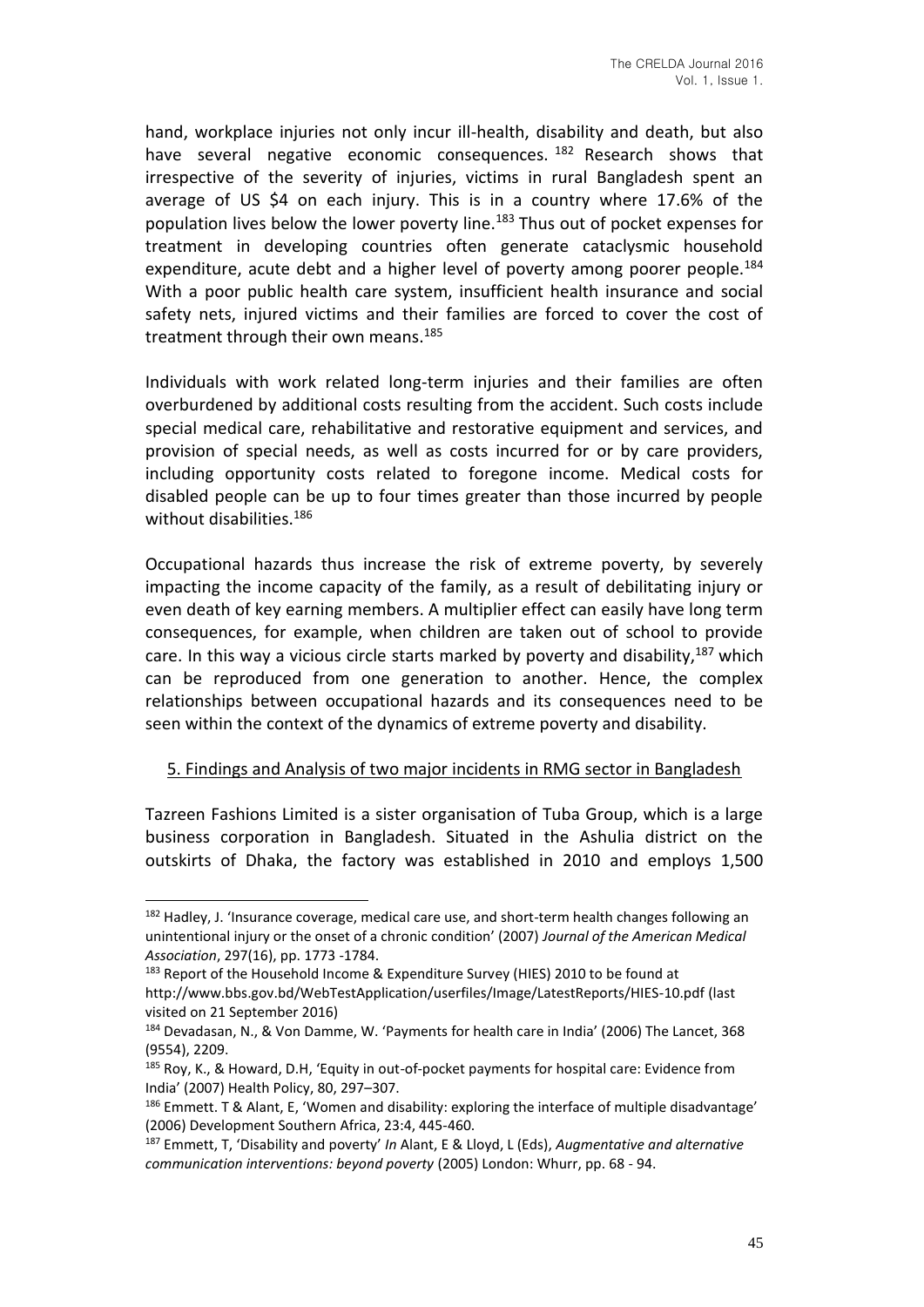hand, workplace injuries not only incur ill-health, disability and death, but also have several negative economic consequences.[182] Research shows that irrespective of the severity of injuries, victims in rural Bangladesh spent an average of US $4 on each injury. This is in a country where 17.6% of the population lives below the lower poverty line.[183] Thus out of pocket expenses for treatment in developing countries often generate cataclysmic household expenditure, acute debt and a higher level of poverty among poorer people.[184] With a poor public health care system, insufficient health insurance and social safety nets, injured victims and their families are forced to cover the cost of treatment through their own means.[185]

Individuals with work related long-term injuries and their families are often overburdened by additional costs resulting from the accident. Such costs include special medical care, rehabilitative and restorative equipment and services, and provision of special needs, as well as costs incurred for or by care providers, including opportunity costs related to foregone income. Medical costs for disabled people can be up to four times greater than those incurred by people without disabilities.[186]

Occupational hazards thus increase the risk of extreme poverty, by severely impacting the income capacity of the family, as a result of debilitating injury or even death of key earning members. A multiplier effect can easily have long term consequences, for example, when children are taken out of school to provide care. In this way a vicious circle starts marked by poverty and disability,[187] which can be reproduced from one generation to another. Hence, the complex relationships between occupational hazards and its consequences need to be seen within the context of the dynamics of extreme poverty and disability.

## 5. Findings and Analysis of two major incidents in RMG sector in Bangladesh

Tazreen Fashions Limited is a sister organisation of Tuba Group, which is a large business corporation in Bangladesh. Situated in the Ashulia district on the outskirts of Dhaka, the factory was established in 2010 and employs 1,500

---

[182] Hadley, J. 'Insurance coverage, medical care use, and short-term health changes following an unintentional injury or the onset of a chronic condition' (2007) *Journal of the American Medical Association*, 297(16), pp. 1773 -1784.

[183] Report of the Household Income & Expenditure Survey (HIES) 2010 to be found at http://www.bbs.gov.bd/WebTestApplication/userfiles/Image/LatestReports/HIES-10.pdf (last visited on 21 September 2016)

[184] Devadasan, N., & Von Damme, W. 'Payments for health care in India' (2006) The Lancet, 368 (9554), 2209.

[185] Roy, K., & Howard, D.H, 'Equity in out-of-pocket payments for hospital care: Evidence from India' (2007) Health Policy, 80, 297–307.

[186] Emmett. T & Alant, E, 'Women and disability: exploring the interface of multiple disadvantage' (2006) Development Southern Africa, 23:4, 445-460.

[187] Emmett, T, 'Disability and poverty' *In* Alant, E & Lloyd, L (Eds), *Augmentative and alternative communication interventions: beyond poverty* (2005) London: Whurr, pp. 68 - 94.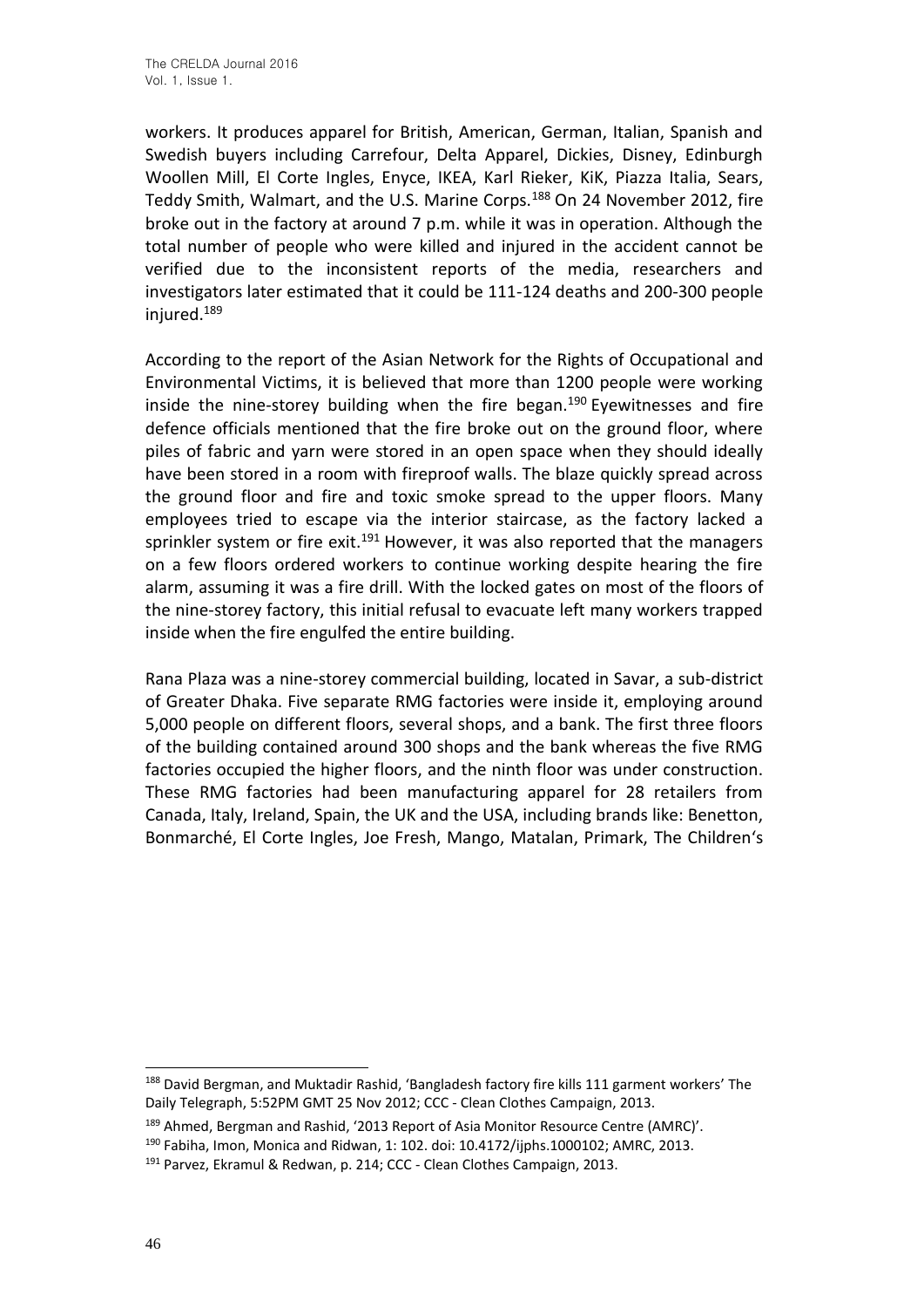workers. It produces apparel for British, American, German, Italian, Spanish and Swedish buyers including Carrefour, Delta Apparel, Dickies, Disney, Edinburgh Woollen Mill, El Corte Ingles, Enyce, IKEA, Karl Rieker, KiK, Piazza Italia, Sears, Teddy Smith, Walmart, and the U.S. Marine Corps.[188] On 24 November 2012, fire broke out in the factory at around 7 p.m. while it was in operation. Although the total number of people who were killed and injured in the accident cannot be verified due to the inconsistent reports of the media, researchers and investigators later estimated that it could be 111-124 deaths and 200-300 people injured.[189]

According to the report of the Asian Network for the Rights of Occupational and Environmental Victims, it is believed that more than 1200 people were working inside the nine-storey building when the fire began.[190] Eyewitnesses and fire defence officials mentioned that the fire broke out on the ground floor, where piles of fabric and yarn were stored in an open space when they should ideally have been stored in a room with fireproof walls. The blaze quickly spread across the ground floor and fire and toxic smoke spread to the upper floors. Many employees tried to escape via the interior staircase, as the factory lacked a sprinkler system or fire exit.[191] However, it was also reported that the managers on a few floors ordered workers to continue working despite hearing the fire alarm, assuming it was a fire drill. With the locked gates on most of the floors of the nine-storey factory, this initial refusal to evacuate left many workers trapped inside when the fire engulfed the entire building.

Rana Plaza was a nine-storey commercial building, located in Savar, a sub-district of Greater Dhaka. Five separate RMG factories were inside it, employing around 5,000 people on different floors, several shops, and a bank. The first three floors of the building contained around 300 shops and the bank whereas the five RMG factories occupied the higher floors, and the ninth floor was under construction. These RMG factories had been manufacturing apparel for 28 retailers from Canada, Italy, Ireland, Spain, the UK and the USA, including brands like: Benetton, Bonmarché, El Corte Ingles, Joe Fresh, Mango, Matalan, Primark, The Children's

---

[188] David Bergman, and Muktadir Rashid, 'Bangladesh factory fire kills 111 garment workers' The Daily Telegraph, 5:52PM GMT 25 Nov 2012; CCC - Clean Clothes Campaign, 2013.

[189] Ahmed, Bergman and Rashid, '2013 Report of Asia Monitor Resource Centre (AMRC)'.

[190] Fabiha, Imon, Monica and Ridwan, 1: 102. doi: 10.4172/ijphs.1000102; AMRC, 2013.

[191] Parvez, Ekramul & Redwan, p. 214; CCC - Clean Clothes Campaign, 2013.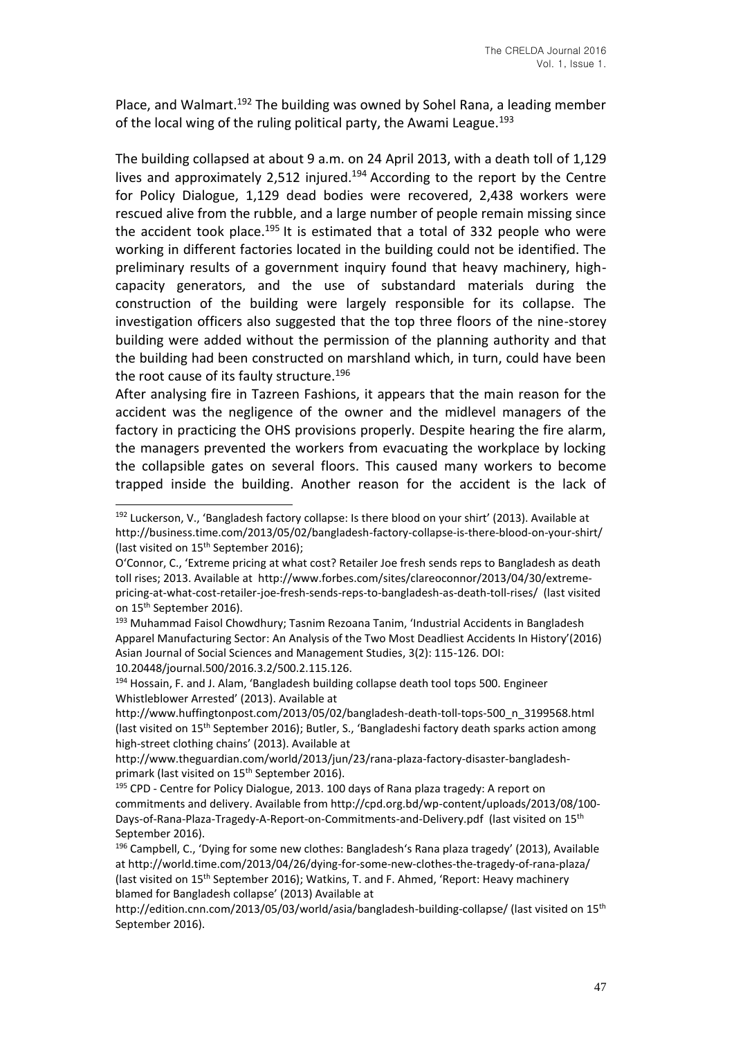Place, and Walmart.[192] The building was owned by Sohel Rana, a leading member of the local wing of the ruling political party, the Awami League.[193]

The building collapsed at about 9 a.m. on 24 April 2013, with a death toll of 1,129 lives and approximately 2,512 injured.[194] According to the report by the Centre for Policy Dialogue, 1,129 dead bodies were recovered, 2,438 workers were rescued alive from the rubble, and a large number of people remain missing since the accident took place.[195] It is estimated that a total of 332 people who were working in different factories located in the building could not be identified. The preliminary results of a government inquiry found that heavy machinery, high-capacity generators, and the use of substandard materials during the construction of the building were largely responsible for its collapse. The investigation officers also suggested that the top three floors of the nine-storey building were added without the permission of the planning authority and that the building had been constructed on marshland which, in turn, could have been the root cause of its faulty structure.[196]

After analysing fire in Tazreen Fashions, it appears that the main reason for the accident was the negligence of the owner and the midlevel managers of the factory in practicing the OHS provisions properly. Despite hearing the fire alarm, the managers prevented the workers from evacuating the workplace by locking the collapsible gates on several floors. This caused many workers to become trapped inside the building. Another reason for the accident is the lack of

---

[192] Luckerson, V., 'Bangladesh factory collapse: Is there blood on your shirt' (2013). Available at http://business.time.com/2013/05/02/bangladesh-factory-collapse-is-there-blood-on-your-shirt/ (last visited on 15th September 2016);
O'Connor, C., 'Extreme pricing at what cost? Retailer Joe fresh sends reps to Bangladesh as death toll rises; 2013. Available at http://www.forbes.com/sites/clareoconnor/2013/04/30/extreme-pricing-at-what-cost-retailer-joe-fresh-sends-reps-to-bangladesh-as-death-toll-rises/ (last visited on 15th September 2016).

[193] Muhammad Faisol Chowdhury; Tasnim Rezoana Tanim, 'Industrial Accidents in Bangladesh Apparel Manufacturing Sector: An Analysis of the Two Most Deadliest Accidents In History'(2016) Asian Journal of Social Sciences and Management Studies, 3(2): 115-126. DOI: 10.20448/journal.500/2016.3.2/500.2.115.126.

[194] Hossain, F. and J. Alam, 'Bangladesh building collapse death tool tops 500. Engineer Whistleblower Arrested' (2013). Available at http://www.huffingtonpost.com/2013/05/02/bangladesh-death-toll-tops-500_n_3199568.html (last visited on 15th September 2016); Butler, S., 'Bangladeshi factory death sparks action among high-street clothing chains' (2013). Available at http://www.theguardian.com/world/2013/jun/23/rana-plaza-factory-disaster-bangladesh-primark (last visited on 15th September 2016).

[195] CPD - Centre for Policy Dialogue, 2013. 100 days of Rana plaza tragedy: A report on commitments and delivery. Available from http://cpd.org.bd/wp-content/uploads/2013/08/100-Days-of-Rana-Plaza-Tragedy-A-Report-on-Commitments-and-Delivery.pdf (last visited on 15th September 2016).

[196] Campbell, C., 'Dying for some new clothes: Bangladesh's Rana plaza tragedy' (2013), Available at http://world.time.com/2013/04/26/dying-for-some-new-clothes-the-tragedy-of-rana-plaza/ (last visited on 15th September 2016); Watkins, T. and F. Ahmed, 'Report: Heavy machinery blamed for Bangladesh collapse' (2013) Available at http://edition.cnn.com/2013/05/03/world/asia/bangladesh-building-collapse/ (last visited on 15th September 2016).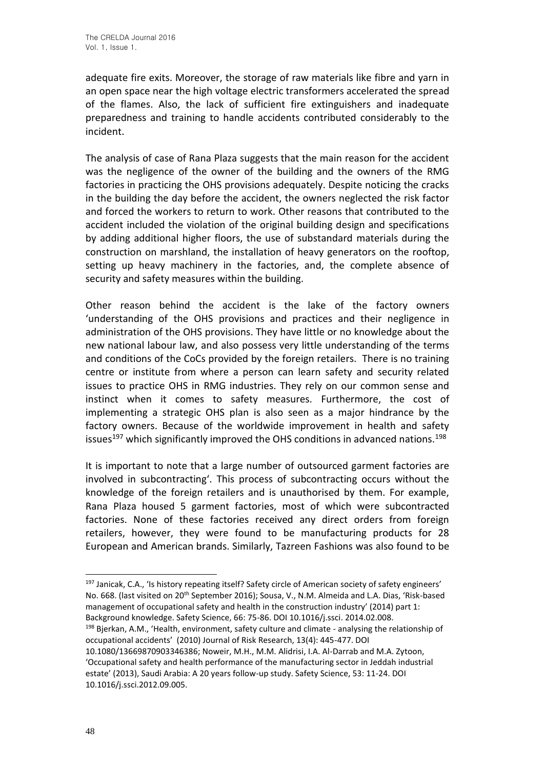adequate fire exits. Moreover, the storage of raw materials like fibre and yarn in an open space near the high voltage electric transformers accelerated the spread of the flames. Also, the lack of sufficient fire extinguishers and inadequate preparedness and training to handle accidents contributed considerably to the incident.

The analysis of case of Rana Plaza suggests that the main reason for the accident was the negligence of the owner of the building and the owners of the RMG factories in practicing the OHS provisions adequately. Despite noticing the cracks in the building the day before the accident, the owners neglected the risk factor and forced the workers to return to work. Other reasons that contributed to the accident included the violation of the original building design and specifications by adding additional higher floors, the use of substandard materials during the construction on marshland, the installation of heavy generators on the rooftop, setting up heavy machinery in the factories, and, the complete absence of security and safety measures within the building.

Other reason behind the accident is the lake of the factory owners 'understanding of the OHS provisions and practices and their negligence in administration of the OHS provisions. They have little or no knowledge about the new national labour law, and also possess very little understanding of the terms and conditions of the CoCs provided by the foreign retailers. There is no training centre or institute from where a person can learn safety and security related issues to practice OHS in RMG industries. They rely on our common sense and instinct when it comes to safety measures. Furthermore, the cost of implementing a strategic OHS plan is also seen as a major hindrance by the factory owners. Because of the worldwide improvement in health and safety issues[197] which significantly improved the OHS conditions in advanced nations.[198]

It is important to note that a large number of outsourced garment factories are involved in subcontracting'. This process of subcontracting occurs without the knowledge of the foreign retailers and is unauthorised by them. For example, Rana Plaza housed 5 garment factories, most of which were subcontracted factories. None of these factories received any direct orders from foreign retailers, however, they were found to be manufacturing products for 28 European and American brands. Similarly, Tazreen Fashions was also found to be

---

[197] Janicak, C.A., 'Is history repeating itself? Safety circle of American society of safety engineers' No. 668. (last visited on 20th September 2016); Sousa, V., N.M. Almeida and L.A. Dias, 'Risk-based management of occupational safety and health in the construction industry' (2014) part 1: Background knowledge. Safety Science, 66: 75-86. DOI 10.1016/j.ssci. 2014.02.008.

[198] Bjerkan, A.M., 'Health, environment, safety culture and climate - analysing the relationship of occupational accidents' (2010) Journal of Risk Research, 13(4): 445-477. DOI 10.1080/13669870903346386; Noweir, M.H., M.M. Alidrisi, I.A. Al-Darrab and M.A. Zytoon, 'Occupational safety and health performance of the manufacturing sector in Jeddah industrial estate' (2013), Saudi Arabia: A 20 years follow-up study. Safety Science, 53: 11-24. DOI 10.1016/j.ssci.2012.09.005.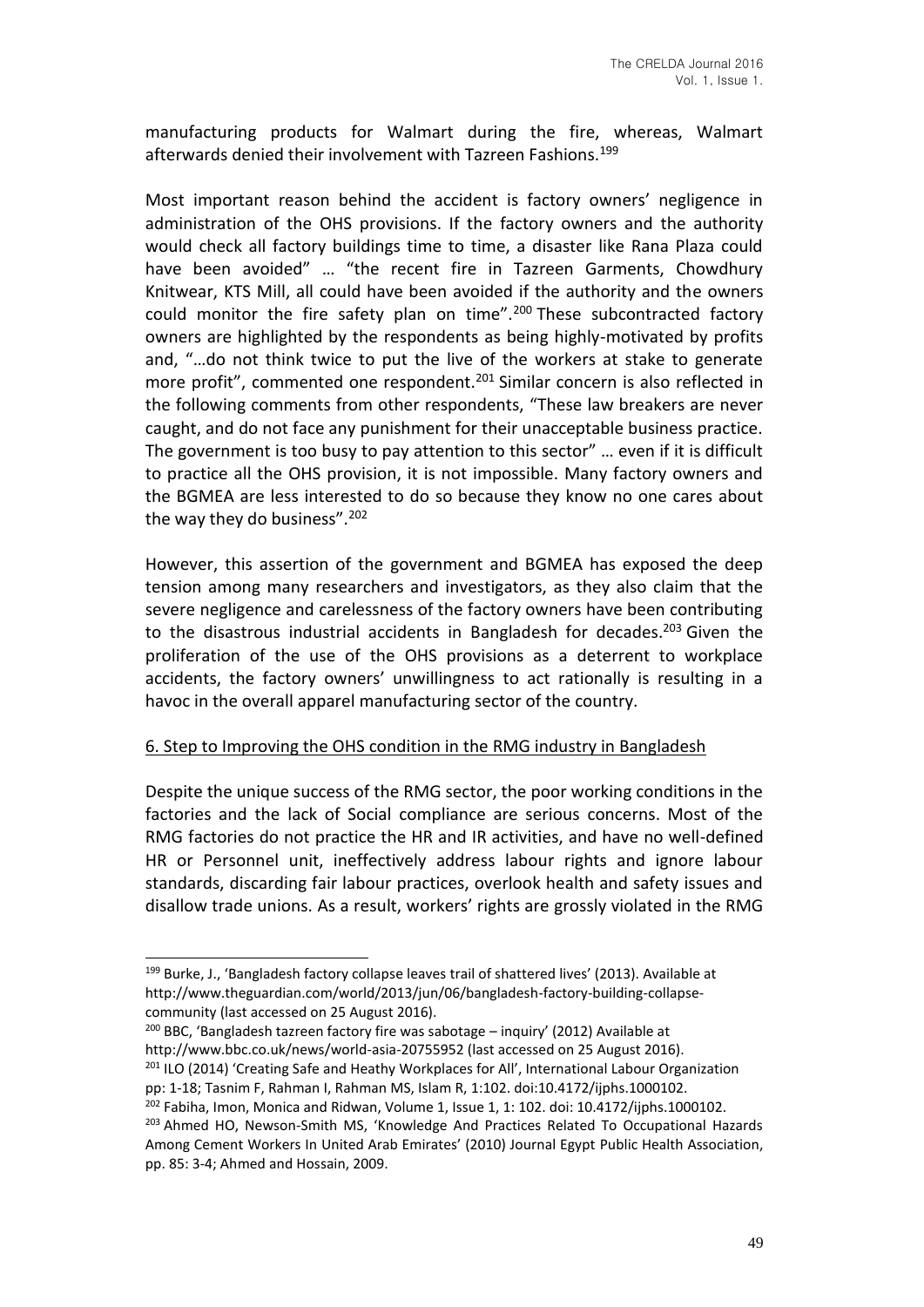manufacturing products for Walmart during the fire, whereas, Walmart afterwards denied their involvement with Tazreen Fashions.[199]

Most important reason behind the accident is factory owners' negligence in administration of the OHS provisions. If the factory owners and the authority would check all factory buildings time to time, a disaster like Rana Plaza could have been avoided" … "the recent fire in Tazreen Garments, Chowdhury Knitwear, KTS Mill, all could have been avoided if the authority and the owners could monitor the fire safety plan on time".[200] These subcontracted factory owners are highlighted by the respondents as being highly-motivated by profits and, "…do not think twice to put the live of the workers at stake to generate more profit", commented one respondent.[201] Similar concern is also reflected in the following comments from other respondents, "These law breakers are never caught, and do not face any punishment for their unacceptable business practice. The government is too busy to pay attention to this sector" … even if it is difficult to practice all the OHS provision, it is not impossible. Many factory owners and the BGMEA are less interested to do so because they know no one cares about the way they do business".[202]

However, this assertion of the government and BGMEA has exposed the deep tension among many researchers and investigators, as they also claim that the severe negligence and carelessness of the factory owners have been contributing to the disastrous industrial accidents in Bangladesh for decades.[203] Given the proliferation of the use of the OHS provisions as a deterrent to workplace accidents, the factory owners' unwillingness to act rationally is resulting in a havoc in the overall apparel manufacturing sector of the country.

## 6. Step to Improving the OHS condition in the RMG industry in Bangladesh

Despite the unique success of the RMG sector, the poor working conditions in the factories and the lack of Social compliance are serious concerns. Most of the RMG factories do not practice the HR and IR activities, and have no well-defined HR or Personnel unit, ineffectively address labour rights and ignore labour standards, discarding fair labour practices, overlook health and safety issues and disallow trade unions. As a result, workers' rights are grossly violated in the RMG

---

[199] Burke, J., 'Bangladesh factory collapse leaves trail of shattered lives' (2013). Available at http://www.theguardian.com/world/2013/jun/06/bangladesh-factory-building-collapse-community (last accessed on 25 August 2016).

[200] BBC, 'Bangladesh tazreen factory fire was sabotage – inquiry' (2012) Available at http://www.bbc.co.uk/news/world-asia-20755952 (last accessed on 25 August 2016).

[201] ILO (2014) 'Creating Safe and Heathy Workplaces for All', International Labour Organization pp: 1-18; Tasnim F, Rahman I, Rahman MS, Islam R, 1:102. doi:10.4172/ijphs.1000102.

[202] Fabiha, Imon, Monica and Ridwan, Volume 1, Issue 1, 1: 102. doi: 10.4172/ijphs.1000102.

[203] Ahmed HO, Newson-Smith MS, 'Knowledge And Practices Related To Occupational Hazards Among Cement Workers In United Arab Emirates' (2010) Journal Egypt Public Health Association, pp. 85: 3-4; Ahmed and Hossain, 2009.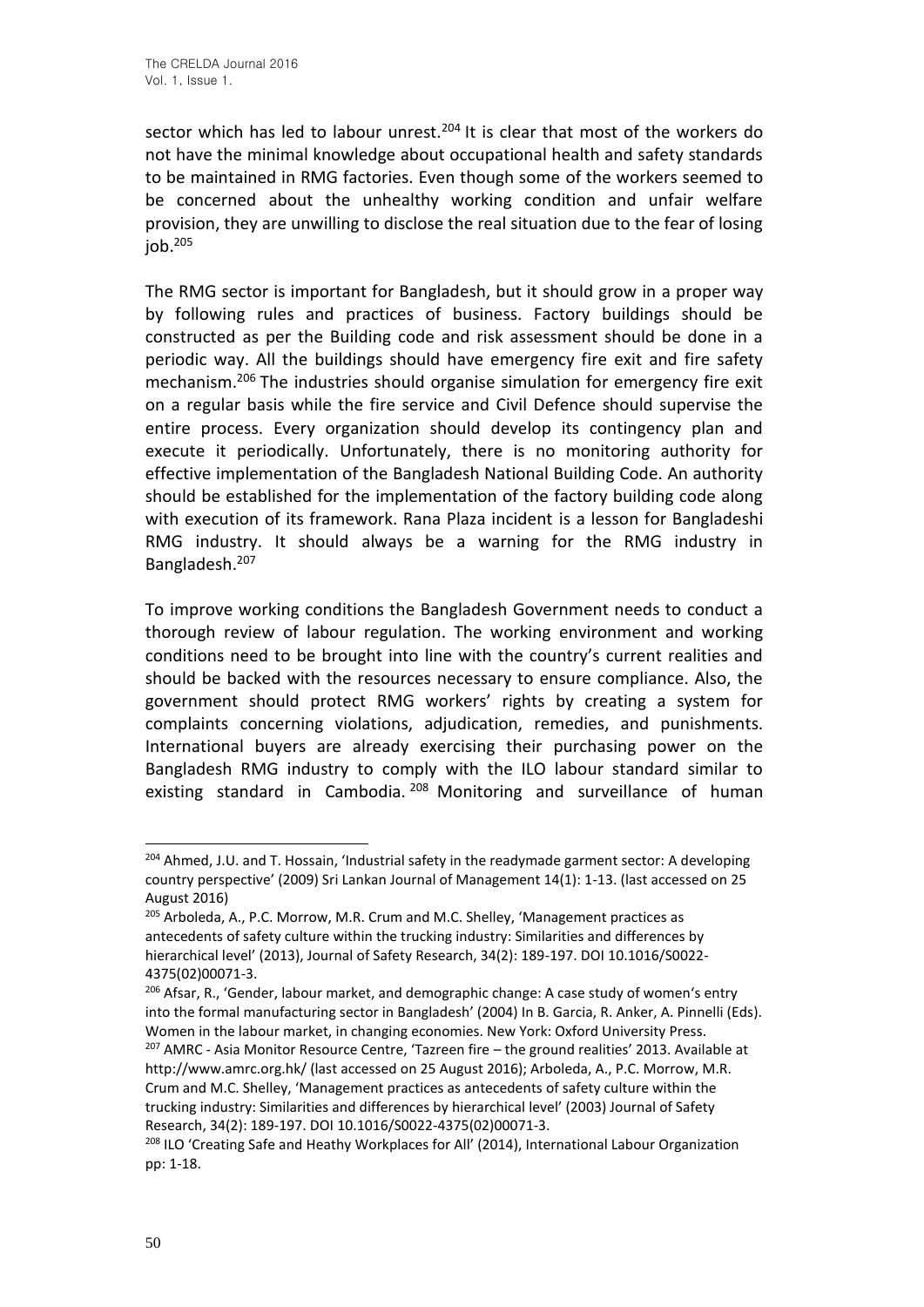sector which has led to labour unrest.[204] It is clear that most of the workers do not have the minimal knowledge about occupational health and safety standards to be maintained in RMG factories. Even though some of the workers seemed to be concerned about the unhealthy working condition and unfair welfare provision, they are unwilling to disclose the real situation due to the fear of losing job.[205]

The RMG sector is important for Bangladesh, but it should grow in a proper way by following rules and practices of business. Factory buildings should be constructed as per the Building code and risk assessment should be done in a periodic way. All the buildings should have emergency fire exit and fire safety mechanism.[206] The industries should organise simulation for emergency fire exit on a regular basis while the fire service and Civil Defence should supervise the entire process. Every organization should develop its contingency plan and execute it periodically. Unfortunately, there is no monitoring authority for effective implementation of the Bangladesh National Building Code. An authority should be established for the implementation of the factory building code along with execution of its framework. Rana Plaza incident is a lesson for Bangladeshi RMG industry. It should always be a warning for the RMG industry in Bangladesh.[207]

To improve working conditions the Bangladesh Government needs to conduct a thorough review of labour regulation. The working environment and working conditions need to be brought into line with the country's current realities and should be backed with the resources necessary to ensure compliance. Also, the government should protect RMG workers' rights by creating a system for complaints concerning violations, adjudication, remedies, and punishments. International buyers are already exercising their purchasing power on the Bangladesh RMG industry to comply with the ILO labour standard similar to existing standard in Cambodia.[208] Monitoring and surveillance of human

---

[204] Ahmed, J.U. and T. Hossain, 'Industrial safety in the readymade garment sector: A developing country perspective' (2009) Sri Lankan Journal of Management 14(1): 1-13. (last accessed on 25 August 2016)

[205] Arboleda, A., P.C. Morrow, M.R. Crum and M.C. Shelley, 'Management practices as antecedents of safety culture within the trucking industry: Similarities and differences by hierarchical level' (2013), Journal of Safety Research, 34(2): 189-197. DOI 10.1016/S0022-4375(02)00071-3.

[206] Afsar, R., 'Gender, labour market, and demographic change: A case study of women's entry into the formal manufacturing sector in Bangladesh' (2004) In B. Garcia, R. Anker, A. Pinnelli (Eds). Women in the labour market, in changing economies. New York: Oxford University Press.

[207] AMRC - Asia Monitor Resource Centre, 'Tazreen fire – the ground realities' 2013. Available at http://www.amrc.org.hk/ (last accessed on 25 August 2016); Arboleda, A., P.C. Morrow, M.R. Crum and M.C. Shelley, 'Management practices as antecedents of safety culture within the trucking industry: Similarities and differences by hierarchical level' (2003) Journal of Safety Research, 34(2): 189-197. DOI 10.1016/S0022-4375(02)00071-3.

[208] ILO 'Creating Safe and Heathy Workplaces for All' (2014), International Labour Organization pp: 1-18.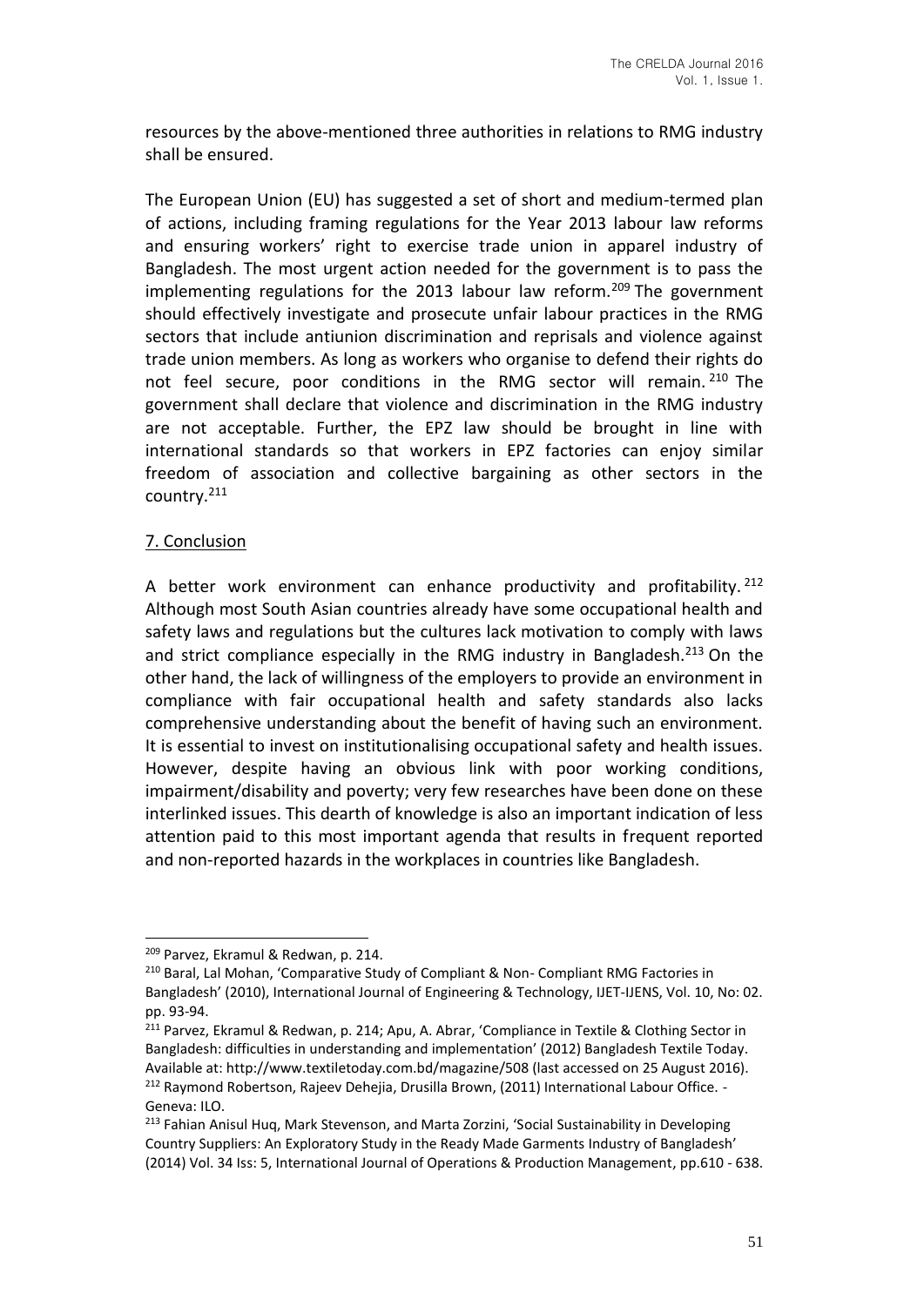resources by the above-mentioned three authorities in relations to RMG industry shall be ensured.

The European Union (EU) has suggested a set of short and medium-termed plan of actions, including framing regulations for the Year 2013 labour law reforms and ensuring workers' right to exercise trade union in apparel industry of Bangladesh. The most urgent action needed for the government is to pass the implementing regulations for the 2013 labour law reform.[209] The government should effectively investigate and prosecute unfair labour practices in the RMG sectors that include antiunion discrimination and reprisals and violence against trade union members. As long as workers who organise to defend their rights do not feel secure, poor conditions in the RMG sector will remain.[210] The government shall declare that violence and discrimination in the RMG industry are not acceptable. Further, the EPZ law should be brought in line with international standards so that workers in EPZ factories can enjoy similar freedom of association and collective bargaining as other sectors in the country.[211]

## 7. Conclusion

A better work environment can enhance productivity and profitability.[212] Although most South Asian countries already have some occupational health and safety laws and regulations but the cultures lack motivation to comply with laws and strict compliance especially in the RMG industry in Bangladesh.[213] On the other hand, the lack of willingness of the employers to provide an environment in compliance with fair occupational health and safety standards also lacks comprehensive understanding about the benefit of having such an environment. It is essential to invest on institutionalising occupational safety and health issues. However, despite having an obvious link with poor working conditions, impairment/disability and poverty; very few researches have been done on these interlinked issues. This dearth of knowledge is also an important indication of less attention paid to this most important agenda that results in frequent reported and non-reported hazards in the workplaces in countries like Bangladesh.

---

[209] Parvez, Ekramul & Redwan, p. 214.

[210] Baral, Lal Mohan, 'Comparative Study of Compliant & Non- Compliant RMG Factories in Bangladesh' (2010), International Journal of Engineering & Technology, IJET-IJENS, Vol. 10, No: 02. pp. 93-94.

[211] Parvez, Ekramul & Redwan, p. 214; Apu, A. Abrar, 'Compliance in Textile & Clothing Sector in Bangladesh: difficulties in understanding and implementation' (2012) Bangladesh Textile Today. Available at: http://www.textiletoday.com.bd/magazine/508 (last accessed on 25 August 2016).

[212] Raymond Robertson, Rajeev Dehejia, Drusilla Brown, (2011) International Labour Office. - Geneva: ILO.

[213] Fahian Anisul Huq, Mark Stevenson, and Marta Zorzini, 'Social Sustainability in Developing Country Suppliers: An Exploratory Study in the Ready Made Garments Industry of Bangladesh' (2014) Vol. 34 Iss: 5, International Journal of Operations & Production Management, pp.610 - 638.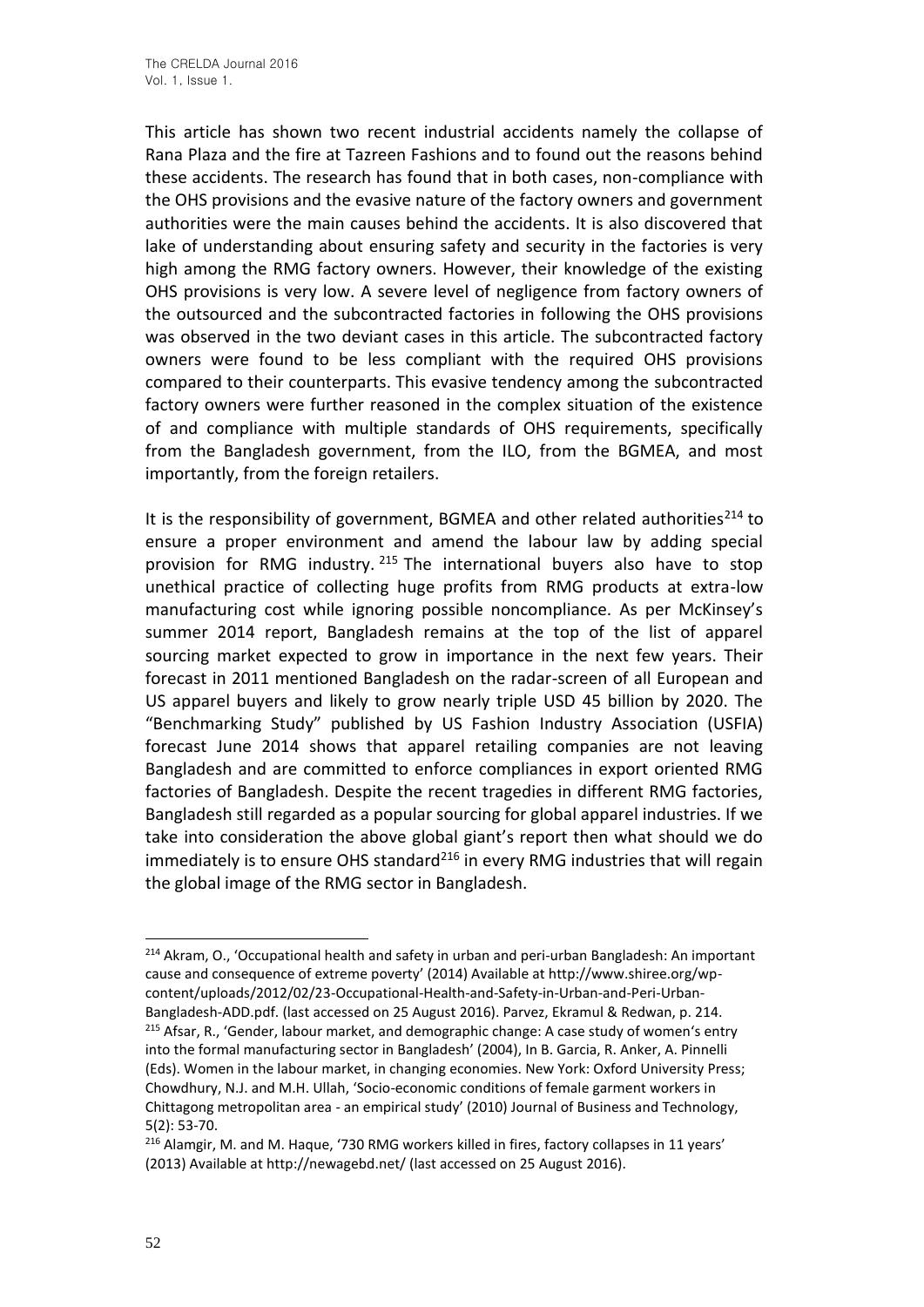This article has shown two recent industrial accidents namely the collapse of Rana Plaza and the fire at Tazreen Fashions and to found out the reasons behind these accidents. The research has found that in both cases, non-compliance with the OHS provisions and the evasive nature of the factory owners and government authorities were the main causes behind the accidents. It is also discovered that lake of understanding about ensuring safety and security in the factories is very high among the RMG factory owners. However, their knowledge of the existing OHS provisions is very low. A severe level of negligence from factory owners of the outsourced and the subcontracted factories in following the OHS provisions was observed in the two deviant cases in this article. The subcontracted factory owners were found to be less compliant with the required OHS provisions compared to their counterparts. This evasive tendency among the subcontracted factory owners were further reasoned in the complex situation of the existence of and compliance with multiple standards of OHS requirements, specifically from the Bangladesh government, from the ILO, from the BGMEA, and most importantly, from the foreign retailers.

It is the responsibility of government, BGMEA and other related authorities[214] to ensure a proper environment and amend the labour law by adding special provision for RMG industry.[215] The international buyers also have to stop unethical practice of collecting huge profits from RMG products at extra-low manufacturing cost while ignoring possible noncompliance. As per McKinsey's summer 2014 report, Bangladesh remains at the top of the list of apparel sourcing market expected to grow in importance in the next few years. Their forecast in 2011 mentioned Bangladesh on the radar-screen of all European and US apparel buyers and likely to grow nearly triple USD 45 billion by 2020. The "Benchmarking Study" published by US Fashion Industry Association (USFIA) forecast June 2014 shows that apparel retailing companies are not leaving Bangladesh and are committed to enforce compliances in export oriented RMG factories of Bangladesh. Despite the recent tragedies in different RMG factories, Bangladesh still regarded as a popular sourcing for global apparel industries. If we take into consideration the above global giant's report then what should we do immediately is to ensure OHS standard[216] in every RMG industries that will regain the global image of the RMG sector in Bangladesh.

---

[214] Akram, O., 'Occupational health and safety in urban and peri-urban Bangladesh: An important cause and consequence of extreme poverty' (2014) Available at http://www.shiree.org/wp-content/uploads/2012/02/23-Occupational-Health-and-Safety-in-Urban-and-Peri-Urban-Bangladesh-ADD.pdf. (last accessed on 25 August 2016). Parvez, Ekramul & Redwan, p. 214.

[215] Afsar, R., 'Gender, labour market, and demographic change: A case study of women's entry into the formal manufacturing sector in Bangladesh' (2004), In B. Garcia, R. Anker, A. Pinnelli (Eds). Women in the labour market, in changing economies. New York: Oxford University Press; Chowdhury, N.J. and M.H. Ullah, 'Socio-economic conditions of female garment workers in Chittagong metropolitan area - an empirical study' (2010) Journal of Business and Technology, 5(2): 53-70.

[216] Alamgir, M. and M. Haque, '730 RMG workers killed in fires, factory collapses in 11 years' (2013) Available at http://newagebd.net/ (last accessed on 25 August 2016).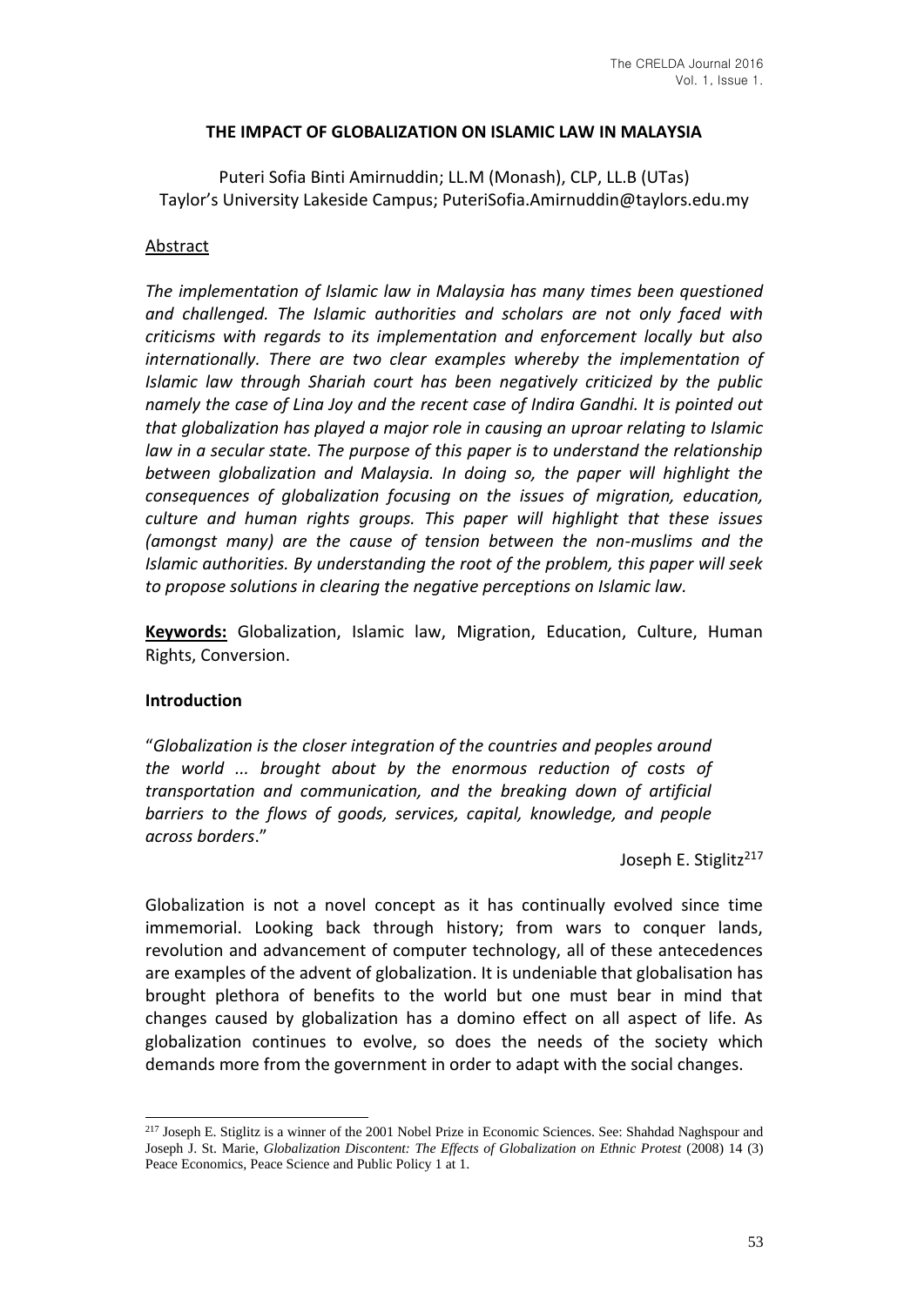## THE IMPACT OF GLOBALIZATION ON ISLAMIC LAW IN MALAYSIA

Puteri Sofia Binti Amirnuddin; LL.M (Monash), CLP, LL.B (UTas)
Taylor's University Lakeside Campus; PuteriSofia.Amirnuddin@taylors.edu.my

### Abstract

*The implementation of Islamic law in Malaysia has many times been questioned and challenged. The Islamic authorities and scholars are not only faced with criticisms with regards to its implementation and enforcement locally but also internationally. There are two clear examples whereby the implementation of Islamic law through Shariah court has been negatively criticized by the public namely the case of Lina Joy and the recent case of Indira Gandhi. It is pointed out that globalization has played a major role in causing an uproar relating to Islamic law in a secular state. The purpose of this paper is to understand the relationship between globalization and Malaysia. In doing so, the paper will highlight the consequences of globalization focusing on the issues of migration, education, culture and human rights groups. This paper will highlight that these issues (amongst many) are the cause of tension between the non-muslims and the Islamic authorities. By understanding the root of the problem, this paper will seek to propose solutions in clearing the negative perceptions on Islamic law.*

**Keywords:** Globalization, Islamic law, Migration, Education, Culture, Human Rights, Conversion.

### Introduction

> "*Globalization is the closer integration of the countries and peoples around the world ... brought about by the enormous reduction of costs of transportation and communication, and the breaking down of artificial barriers to the flows of goods, services, capital, knowledge, and people across borders*."
>
> Joseph E. Stiglitz[217]

Globalization is not a novel concept as it has continually evolved since time immemorial. Looking back through history; from wars to conquer lands, revolution and advancement of computer technology, all of these antecedences are examples of the advent of globalization. It is undeniable that globalisation has brought plethora of benefits to the world but one must bear in mind that changes caused by globalization has a domino effect on all aspect of life. As globalization continues to evolve, so does the needs of the society which demands more from the government in order to adapt with the social changes.

---

[217] Joseph E. Stiglitz is a winner of the 2001 Nobel Prize in Economic Sciences. See: Shahdad Naghspour and Joseph J. St. Marie, *Globalization Discontent: The Effects of Globalization on Ethnic Protest* (2008) 14 (3) Peace Economics, Peace Science and Public Policy 1 at 1.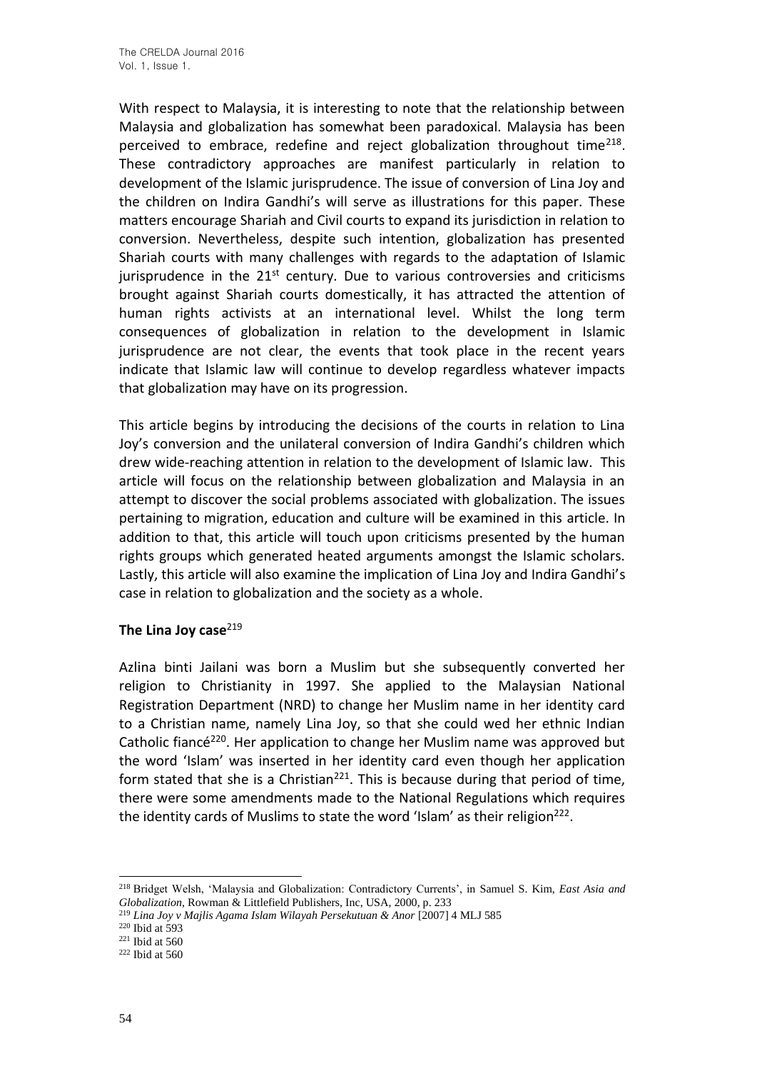With respect to Malaysia, it is interesting to note that the relationship between Malaysia and globalization has somewhat been paradoxical. Malaysia has been perceived to embrace, redefine and reject globalization throughout time[218]. These contradictory approaches are manifest particularly in relation to development of the Islamic jurisprudence. The issue of conversion of Lina Joy and the children on Indira Gandhi's will serve as illustrations for this paper. These matters encourage Shariah and Civil courts to expand its jurisdiction in relation to conversion. Nevertheless, despite such intention, globalization has presented Shariah courts with many challenges with regards to the adaptation of Islamic jurisprudence in the 21st century. Due to various controversies and criticisms brought against Shariah courts domestically, it has attracted the attention of human rights activists at an international level. Whilst the long term consequences of globalization in relation to the development in Islamic jurisprudence are not clear, the events that took place in the recent years indicate that Islamic law will continue to develop regardless whatever impacts that globalization may have on its progression.

This article begins by introducing the decisions of the courts in relation to Lina Joy's conversion and the unilateral conversion of Indira Gandhi's children which drew wide-reaching attention in relation to the development of Islamic law. This article will focus on the relationship between globalization and Malaysia in an attempt to discover the social problems associated with globalization. The issues pertaining to migration, education and culture will be examined in this article. In addition to that, this article will touch upon criticisms presented by the human rights groups which generated heated arguments amongst the Islamic scholars. Lastly, this article will also examine the implication of Lina Joy and Indira Gandhi's case in relation to globalization and the society as a whole.

**The Lina Joy case**[219]

Azlina binti Jailani was born a Muslim but she subsequently converted her religion to Christianity in 1997. She applied to the Malaysian National Registration Department (NRD) to change her Muslim name in her identity card to a Christian name, namely Lina Joy, so that she could wed her ethnic Indian Catholic fiancé[220]. Her application to change her Muslim name was approved but the word 'Islam' was inserted in her identity card even though her application form stated that she is a Christian[221]. This is because during that period of time, there were some amendments made to the National Regulations which requires the identity cards of Muslims to state the word 'Islam' as their religion[222].

[218] Bridget Welsh, 'Malaysia and Globalization: Contradictory Currents', in Samuel S. Kim, *East Asia and Globalization*, Rowman & Littlefield Publishers, Inc, USA, 2000, p. 233

[219] *Lina Joy v Majlis Agama Islam Wilayah Persekutuan & Anor* [2007] 4 MLJ 585

[220] Ibid at 593

[221] Ibid at 560

[222] Ibid at 560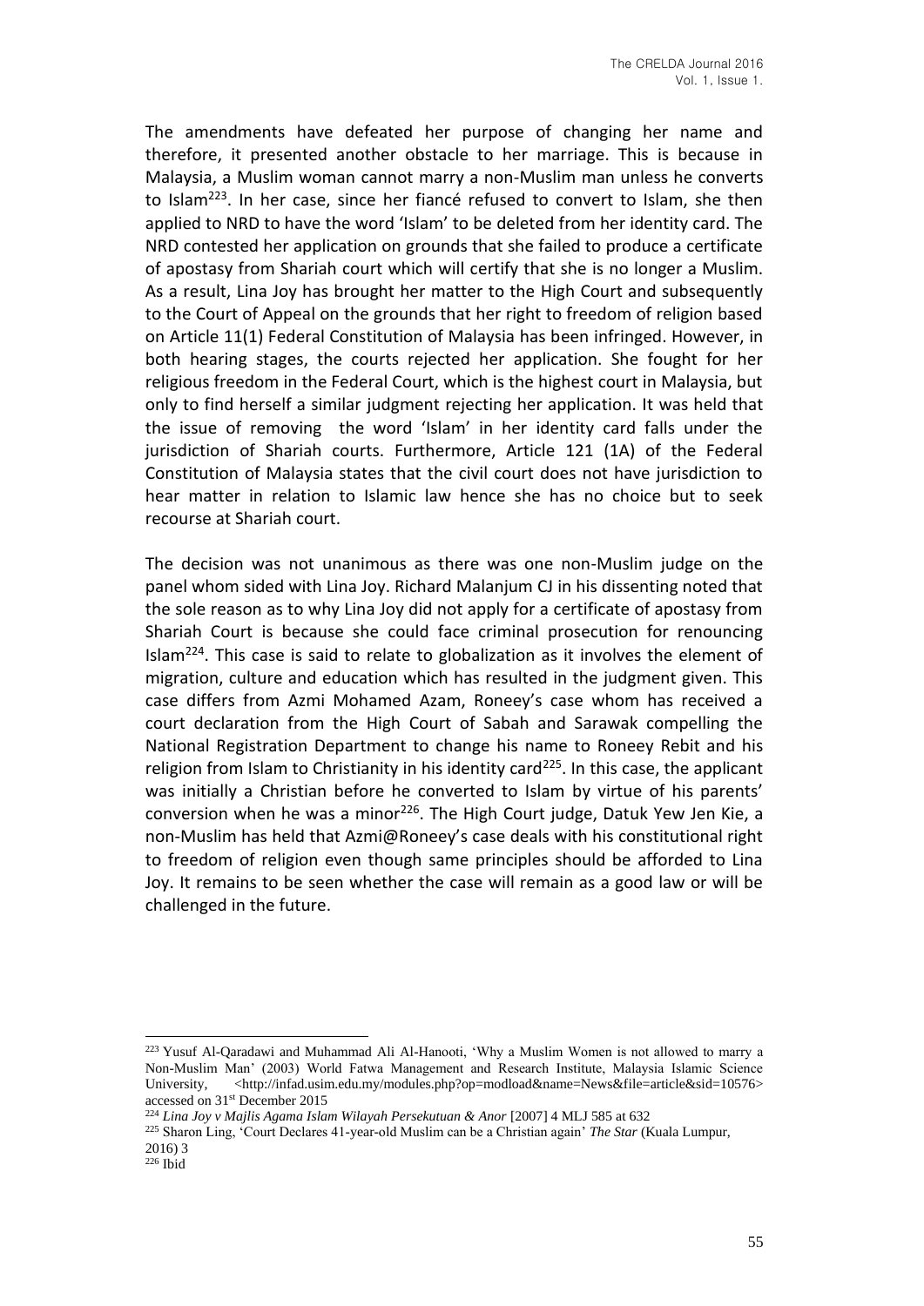The amendments have defeated her purpose of changing her name and therefore, it presented another obstacle to her marriage. This is because in Malaysia, a Muslim woman cannot marry a non-Muslim man unless he converts to Islam[223]. In her case, since her fiancé refused to convert to Islam, she then applied to NRD to have the word 'Islam' to be deleted from her identity card. The NRD contested her application on grounds that she failed to produce a certificate of apostasy from Shariah court which will certify that she is no longer a Muslim. As a result, Lina Joy has brought her matter to the High Court and subsequently to the Court of Appeal on the grounds that her right to freedom of religion based on Article 11(1) Federal Constitution of Malaysia has been infringed. However, in both hearing stages, the courts rejected her application. She fought for her religious freedom in the Federal Court, which is the highest court in Malaysia, but only to find herself a similar judgment rejecting her application. It was held that the issue of removing the word 'Islam' in her identity card falls under the jurisdiction of Shariah courts. Furthermore, Article 121 (1A) of the Federal Constitution of Malaysia states that the civil court does not have jurisdiction to hear matter in relation to Islamic law hence she has no choice but to seek recourse at Shariah court.

The decision was not unanimous as there was one non-Muslim judge on the panel whom sided with Lina Joy. Richard Malanjum CJ in his dissenting noted that the sole reason as to why Lina Joy did not apply for a certificate of apostasy from Shariah Court is because she could face criminal prosecution for renouncing Islam[224]. This case is said to relate to globalization as it involves the element of migration, culture and education which has resulted in the judgment given. This case differs from Azmi Mohamed Azam, Roneey's case whom has received a court declaration from the High Court of Sabah and Sarawak compelling the National Registration Department to change his name to Roneey Rebit and his religion from Islam to Christianity in his identity card[225]. In this case, the applicant was initially a Christian before he converted to Islam by virtue of his parents' conversion when he was a minor[226]. The High Court judge, Datuk Yew Jen Kie, a non-Muslim has held that Azmi@Roneey's case deals with his constitutional right to freedom of religion even though same principles should be afforded to Lina Joy. It remains to be seen whether the case will remain as a good law or will be challenged in the future.

---

[223] Yusuf Al-Qaradawi and Muhammad Ali Al-Hanooti, 'Why a Muslim Women is not allowed to marry a Non-Muslim Man' (2003) World Fatwa Management and Research Institute, Malaysia Islamic Science University, <http://infad.usim.edu.my/modules.php?op=modload&name=News&file=article&sid=10576> accessed on 31st December 2015

[224] *Lina Joy v Majlis Agama Islam Wilayah Persekutuan & Anor* [2007] 4 MLJ 585 at 632

[225] Sharon Ling, 'Court Declares 41-year-old Muslim can be a Christian again' *The Star* (Kuala Lumpur, 2016) 3

[226] Ibid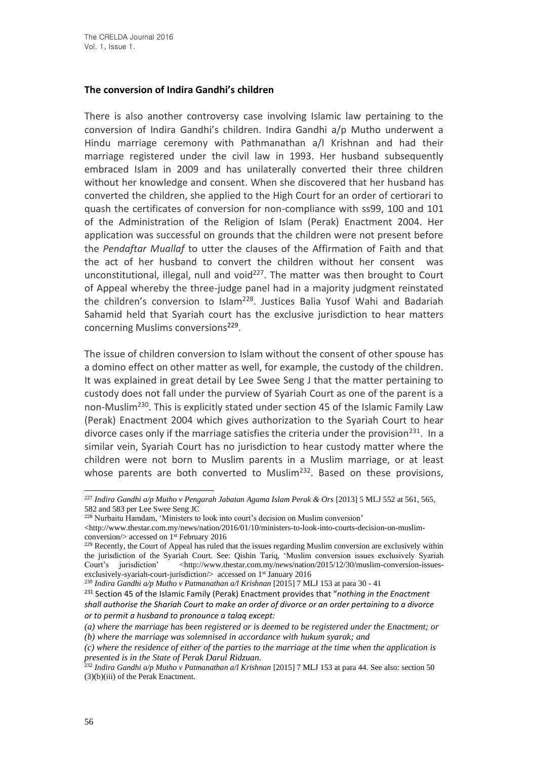**The conversion of Indira Gandhi's children**

There is also another controversy case involving Islamic law pertaining to the conversion of Indira Gandhi's children. Indira Gandhi a/p Mutho underwent a Hindu marriage ceremony with Pathmanathan a/l Krishnan and had their marriage registered under the civil law in 1993. Her husband subsequently embraced Islam in 2009 and has unilaterally converted their three children without her knowledge and consent. When she discovered that her husband has converted the children, she applied to the High Court for an order of certiorari to quash the certificates of conversion for non-compliance with ss99, 100 and 101 of the Administration of the Religion of Islam (Perak) Enactment 2004. Her application was successful on grounds that the children were not present before the *Pendaftar Muallaf* to utter the clauses of the Affirmation of Faith and that the act of her husband to convert the children without her consent was unconstitutional, illegal, null and void[227]. The matter was then brought to Court of Appeal whereby the three-judge panel had in a majority judgment reinstated the children's conversion to Islam[228]. Justices Balia Yusof Wahi and Badariah Sahamid held that Syariah court has the exclusive jurisdiction to hear matters concerning Muslims conversions[229].

The issue of children conversion to Islam without the consent of other spouse has a domino effect on other matter as well, for example, the custody of the children. It was explained in great detail by Lee Swee Seng J that the matter pertaining to custody does not fall under the purview of Syariah Court as one of the parent is a non-Muslim[230]. This is explicitly stated under section 45 of the Islamic Family Law (Perak) Enactment 2004 which gives authorization to the Syariah Court to hear divorce cases only if the marriage satisfies the criteria under the provision[231]. In a similar vein, Syariah Court has no jurisdiction to hear custody matter where the children were not born to Muslim parents in a Muslim marriage, or at least whose parents are both converted to Muslim[232]. Based on these provisions,

---

[227] *Indira Gandhi a/p Mutho v Pengarah Jabatan Agama Islam Perak & Ors* [2013] 5 MLJ 552 at 561, 565, 582 and 583 per Lee Swee Seng JC

[228] Nurbaitu Hamdam, 'Ministers to look into court's decision on Muslim conversion' <http://www.thestar.com.my/news/nation/2016/01/10/ministers-to-look-into-courts-decision-on-muslim-conversion/> accessed on 1st February 2016

[229] Recently, the Court of Appeal has ruled that the issues regarding Muslim conversion are exclusively within the jurisdiction of the Syariah Court. See: Qishin Tariq, 'Muslim conversion issues exclusively Syariah Court's jurisdiction' <http://www.thestar.com.my/news/nation/2015/12/30/muslim-conversion-issues-exclusively-syariah-court-jurisdiction/> accessed on 1st January 2016

[230] *Indira Gandhi a/p Mutho v Patmanathan a/l Krishnan* [2015] 7 MLJ 153 at para 30 - 41

[231] Section 45 of the Islamic Family (Perak) Enactment provides that "*nothing in the Enactment shall authorise the Shariah Court to make an order of divorce or an order pertaining to a divorce or to permit a husband to pronounce a talaq except:*

*(a) where the marriage has been registered or is deemed to be registered under the Enactment; or*
*(b) where the marriage was solemnised in accordance with hukum syarak; and*
*(c) where the residence of either of the parties to the marriage at the time when the application is presented is in the State of Perak Darul Ridzuan.*

[232] *Indira Gandhi a/p Mutho v Patmanathan a/l Krishnan* [2015] 7 MLJ 153 at para 44. See also: section 50 (3)(b)(iii) of the Perak Enactment.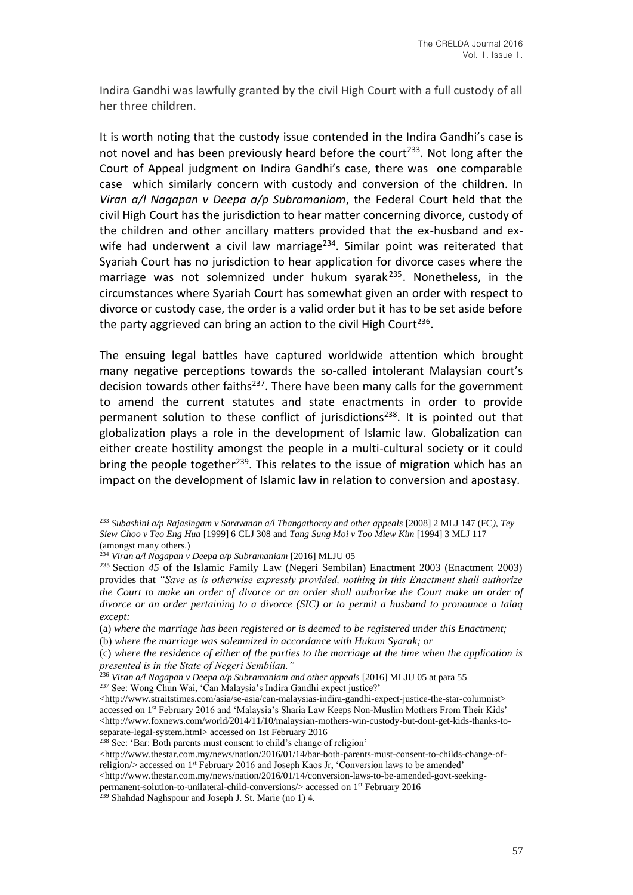Indira Gandhi was lawfully granted by the civil High Court with a full custody of all her three children.

It is worth noting that the custody issue contended in the Indira Gandhi's case is not novel and has been previously heard before the court[233]. Not long after the Court of Appeal judgment on Indira Gandhi's case, there was one comparable case which similarly concern with custody and conversion of the children. In *Viran a/l Nagapan v Deepa a/p Subramaniam*, the Federal Court held that the civil High Court has the jurisdiction to hear matter concerning divorce, custody of the children and other ancillary matters provided that the ex-husband and ex-wife had underwent a civil law marriage[234]. Similar point was reiterated that Syariah Court has no jurisdiction to hear application for divorce cases where the marriage was not solemnized under hukum syarak[235]. Nonetheless, in the circumstances where Syariah Court has somewhat given an order with respect to divorce or custody case, the order is a valid order but it has to be set aside before the party aggrieved can bring an action to the civil High Court[236].

The ensuing legal battles have captured worldwide attention which brought many negative perceptions towards the so-called intolerant Malaysian court's decision towards other faiths[237]. There have been many calls for the government to amend the current statutes and state enactments in order to provide permanent solution to these conflict of jurisdictions[238]. It is pointed out that globalization plays a role in the development of Islamic law. Globalization can either create hostility amongst the people in a multi-cultural society or it could bring the people together[239]. This relates to the issue of migration which has an impact on the development of Islamic law in relation to conversion and apostasy.

---

[233] *Subashini a/p Rajasingam v Saravanan a/l Thangathoray and other appeals* [2008] 2 MLJ 147 (FC*), Tey Siew Choo v Teo Eng Hua* [1999] 6 CLJ 308 and *Tang Sung Moi v Too Miew Kim* [1994] 3 MLJ 117 (amongst many others.)

[234] *Viran a/l Nagapan v Deepa a/p Subramaniam* [2016] MLJU 05

[235] Section *45* of the Islamic Family Law (Negeri Sembilan) Enactment 2003 (Enactment 2003) provides that *"Save as is otherwise expressly provided, nothing in this Enactment shall authorize the Court to make an order of divorce or an order shall authorize the Court make an order of divorce or an order pertaining to a divorce (SIC) or to permit a husband to pronounce a talaq except:*

(a) *where the marriage has been registered or is deemed to be registered under this Enactment;*

(b) *where the marriage was solemnized in accordance with Hukum Syarak; or*

(c) *where the residence of either of the parties to the marriage at the time when the application is presented is in the State of Negeri Sembilan."*

[236] *Viran a/l Nagapan v Deepa a/p Subramaniam and other appeals* [2016] MLJU 05 at para 55

[237] See: Wong Chun Wai, 'Can Malaysia's Indira Gandhi expect justice?' <http://www.straitstimes.com/asia/se-asia/can-malaysias-indira-gandhi-expect-justice-the-star-columnist> accessed on 1st February 2016 and 'Malaysia's Sharia Law Keeps Non-Muslim Mothers From Their Kids' <http://www.foxnews.com/world/2014/11/10/malaysian-mothers-win-custody-but-dont-get-kids-thanks-to-separate-legal-system.html> accessed on 1st February 2016

[238] See: 'Bar: Both parents must consent to child's change of religion' <http://www.thestar.com.my/news/nation/2016/01/14/bar-both-parents-must-consent-to-childs-change-of-religion/> accessed on 1st February 2016 and Joseph Kaos Jr, 'Conversion laws to be amended' <http://www.thestar.com.my/news/nation/2016/01/14/conversion-laws-to-be-amended-govt-seeking-permanent-solution-to-unilateral-child-conversions/> accessed on 1st February 2016

[239] Shahdad Naghspour and Joseph J. St. Marie (no 1) 4.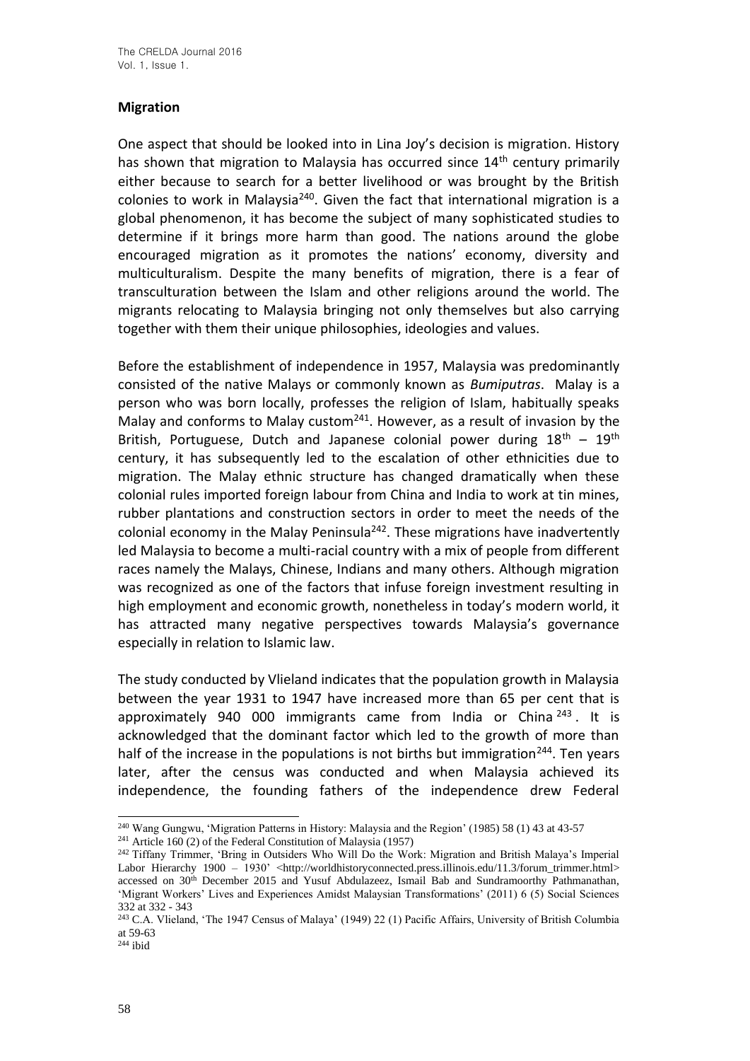**Migration**

One aspect that should be looked into in Lina Joy's decision is migration. History has shown that migration to Malaysia has occurred since 14th century primarily either because to search for a better livelihood or was brought by the British colonies to work in Malaysia[240]. Given the fact that international migration is a global phenomenon, it has become the subject of many sophisticated studies to determine if it brings more harm than good. The nations around the globe encouraged migration as it promotes the nations' economy, diversity and multiculturalism. Despite the many benefits of migration, there is a fear of transculturation between the Islam and other religions around the world. The migrants relocating to Malaysia bringing not only themselves but also carrying together with them their unique philosophies, ideologies and values.

Before the establishment of independence in 1957, Malaysia was predominantly consisted of the native Malays or commonly known as *Bumiputras*. Malay is a person who was born locally, professes the religion of Islam, habitually speaks Malay and conforms to Malay custom[241]. However, as a result of invasion by the British, Portuguese, Dutch and Japanese colonial power during 18th – 19th century, it has subsequently led to the escalation of other ethnicities due to migration. The Malay ethnic structure has changed dramatically when these colonial rules imported foreign labour from China and India to work at tin mines, rubber plantations and construction sectors in order to meet the needs of the colonial economy in the Malay Peninsula[242]. These migrations have inadvertently led Malaysia to become a multi-racial country with a mix of people from different races namely the Malays, Chinese, Indians and many others. Although migration was recognized as one of the factors that infuse foreign investment resulting in high employment and economic growth, nonetheless in today's modern world, it has attracted many negative perspectives towards Malaysia's governance especially in relation to Islamic law.

The study conducted by Vlieland indicates that the population growth in Malaysia between the year 1931 to 1947 have increased more than 65 per cent that is approximately 940 000 immigrants came from India or China[243]. It is acknowledged that the dominant factor which led to the growth of more than half of the increase in the populations is not births but immigration[244]. Ten years later, after the census was conducted and when Malaysia achieved its independence, the founding fathers of the independence drew Federal

---

[240] Wang Gungwu, 'Migration Patterns in History: Malaysia and the Region' (1985) 58 (1) 43 at 43-57

[241] Article 160 (2) of the Federal Constitution of Malaysia (1957)

[242] Tiffany Trimmer, 'Bring in Outsiders Who Will Do the Work: Migration and British Malaya's Imperial Labor Hierarchy 1900 – 1930' <http://worldhistoryconnected.press.illinois.edu/11.3/forum_trimmer.html> accessed on 30th December 2015 and Yusuf Abdulazeez, Ismail Bab and Sundramoorthy Pathmanathan, 'Migrant Workers' Lives and Experiences Amidst Malaysian Transformations' (2011) 6 (5) Social Sciences 332 at 332 - 343

[243] C.A. Vlieland, 'The 1947 Census of Malaya' (1949) 22 (1) Pacific Affairs, University of British Columbia at 59-63

[244] ibid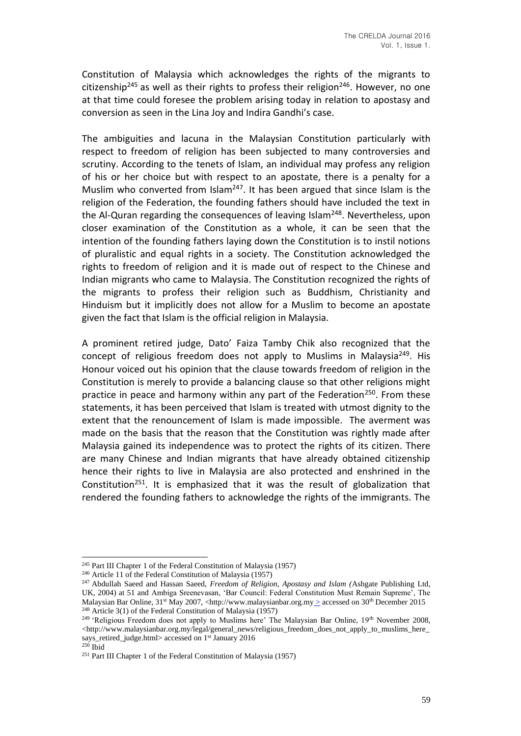Constitution of Malaysia which acknowledges the rights of the migrants to citizenship[245] as well as their rights to profess their religion[246]. However, no one at that time could foresee the problem arising today in relation to apostasy and conversion as seen in the Lina Joy and Indira Gandhi's case.

The ambiguities and lacuna in the Malaysian Constitution particularly with respect to freedom of religion has been subjected to many controversies and scrutiny. According to the tenets of Islam, an individual may profess any religion of his or her choice but with respect to an apostate, there is a penalty for a Muslim who converted from Islam[247]. It has been argued that since Islam is the religion of the Federation, the founding fathers should have included the text in the Al-Quran regarding the consequences of leaving Islam[248]. Nevertheless, upon closer examination of the Constitution as a whole, it can be seen that the intention of the founding fathers laying down the Constitution is to instil notions of pluralistic and equal rights in a society. The Constitution acknowledged the rights to freedom of religion and it is made out of respect to the Chinese and Indian migrants who came to Malaysia. The Constitution recognized the rights of the migrants to profess their religion such as Buddhism, Christianity and Hinduism but it implicitly does not allow for a Muslim to become an apostate given the fact that Islam is the official religion in Malaysia.

A prominent retired judge, Dato' Faiza Tamby Chik also recognized that the concept of religious freedom does not apply to Muslims in Malaysia[249]. His Honour voiced out his opinion that the clause towards freedom of religion in the Constitution is merely to provide a balancing clause so that other religions might practice in peace and harmony within any part of the Federation[250]. From these statements, it has been perceived that Islam is treated with utmost dignity to the extent that the renouncement of Islam is made impossible. The averment was made on the basis that the reason that the Constitution was rightly made after Malaysia gained its independence was to protect the rights of its citizen. There are many Chinese and Indian migrants that have already obtained citizenship hence their rights to live in Malaysia are also protected and enshrined in the Constitution[251]. It is emphasized that it was the result of globalization that rendered the founding fathers to acknowledge the rights of the immigrants. The

---

[245] Part III Chapter 1 of the Federal Constitution of Malaysia (1957)

[246] Article 11 of the Federal Constitution of Malaysia (1957)

[247] Abdullah Saeed and Hassan Saeed, *Freedom of Religion, Apostasy and Islam (*Ashgate Publishing Ltd, UK, 2004) at 51 and Ambiga Sreenevasan, 'Bar Council: Federal Constitution Must Remain Supreme', The Malaysian Bar Online, 31st May 2007, <http://www.malaysianbar.org.my > accessed on 30th December 2015

[248] Article 3(1) of the Federal Constitution of Malaysia (1957)

[249] 'Religious Freedom does not apply to Muslims here' The Malaysian Bar Online, 19th November 2008, <http://www.malaysianbar.org.my/legal/general_news/religious_freedom_does_not_apply_to_muslims_here_says_retired_judge.html> accessed on 1st January 2016

[250] Ibid

[251] Part III Chapter 1 of the Federal Constitution of Malaysia (1957)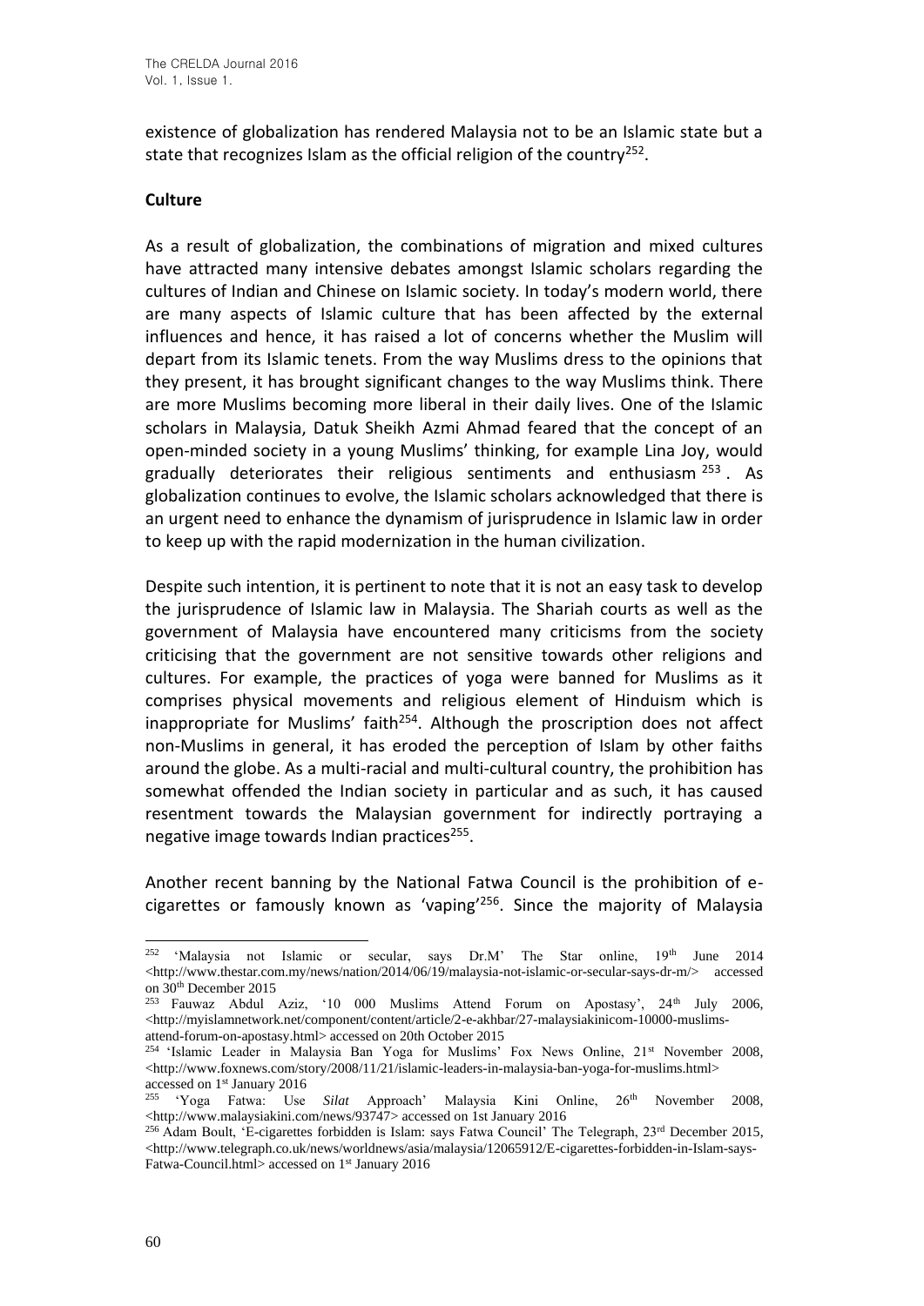existence of globalization has rendered Malaysia not to be an Islamic state but a state that recognizes Islam as the official religion of the country[252].

**Culture**

As a result of globalization, the combinations of migration and mixed cultures have attracted many intensive debates amongst Islamic scholars regarding the cultures of Indian and Chinese on Islamic society. In today's modern world, there are many aspects of Islamic culture that has been affected by the external influences and hence, it has raised a lot of concerns whether the Muslim will depart from its Islamic tenets. From the way Muslims dress to the opinions that they present, it has brought significant changes to the way Muslims think. There are more Muslims becoming more liberal in their daily lives. One of the Islamic scholars in Malaysia, Datuk Sheikh Azmi Ahmad feared that the concept of an open-minded society in a young Muslims' thinking, for example Lina Joy, would gradually deteriorates their religious sentiments and enthusiasm[253]. As globalization continues to evolve, the Islamic scholars acknowledged that there is an urgent need to enhance the dynamism of jurisprudence in Islamic law in order to keep up with the rapid modernization in the human civilization.

Despite such intention, it is pertinent to note that it is not an easy task to develop the jurisprudence of Islamic law in Malaysia. The Shariah courts as well as the government of Malaysia have encountered many criticisms from the society criticising that the government are not sensitive towards other religions and cultures. For example, the practices of yoga were banned for Muslims as it comprises physical movements and religious element of Hinduism which is inappropriate for Muslims' faith[254]. Although the proscription does not affect non-Muslims in general, it has eroded the perception of Islam by other faiths around the globe. As a multi-racial and multi-cultural country, the prohibition has somewhat offended the Indian society in particular and as such, it has caused resentment towards the Malaysian government for indirectly portraying a negative image towards Indian practices[255].

Another recent banning by the National Fatwa Council is the prohibition of e-cigarettes or famously known as 'vaping'[256]. Since the majority of Malaysia

---

[252] 'Malaysia not Islamic or secular, says Dr.M' The Star online, 19th June 2014 <http://www.thestar.com.my/news/nation/2014/06/19/malaysia-not-islamic-or-secular-says-dr-m/> accessed on 30th December 2015

[253] Fauwaz Abdul Aziz, '10 000 Muslims Attend Forum on Apostasy', 24th July 2006, <http://myislamnetwork.net/component/content/article/2-e-akhbar/27-malaysiakinicom-10000-muslims-attend-forum-on-apostasy.html> accessed on 20th October 2015

[254] 'Islamic Leader in Malaysia Ban Yoga for Muslims' Fox News Online, 21st November 2008, <http://www.foxnews.com/story/2008/11/21/islamic-leaders-in-malaysia-ban-yoga-for-muslims.html> accessed on 1st January 2016

[255] 'Yoga Fatwa: Use *Silat* Approach' Malaysia Kini Online, 26th November 2008, <http://www.malaysiakini.com/news/93747> accessed on 1st January 2016

[256] Adam Boult, 'E-cigarettes forbidden is Islam: says Fatwa Council' The Telegraph, 23rd December 2015, <http://www.telegraph.co.uk/news/worldnews/asia/malaysia/12065912/E-cigarettes-forbidden-in-Islam-says-Fatwa-Council.html> accessed on 1st January 2016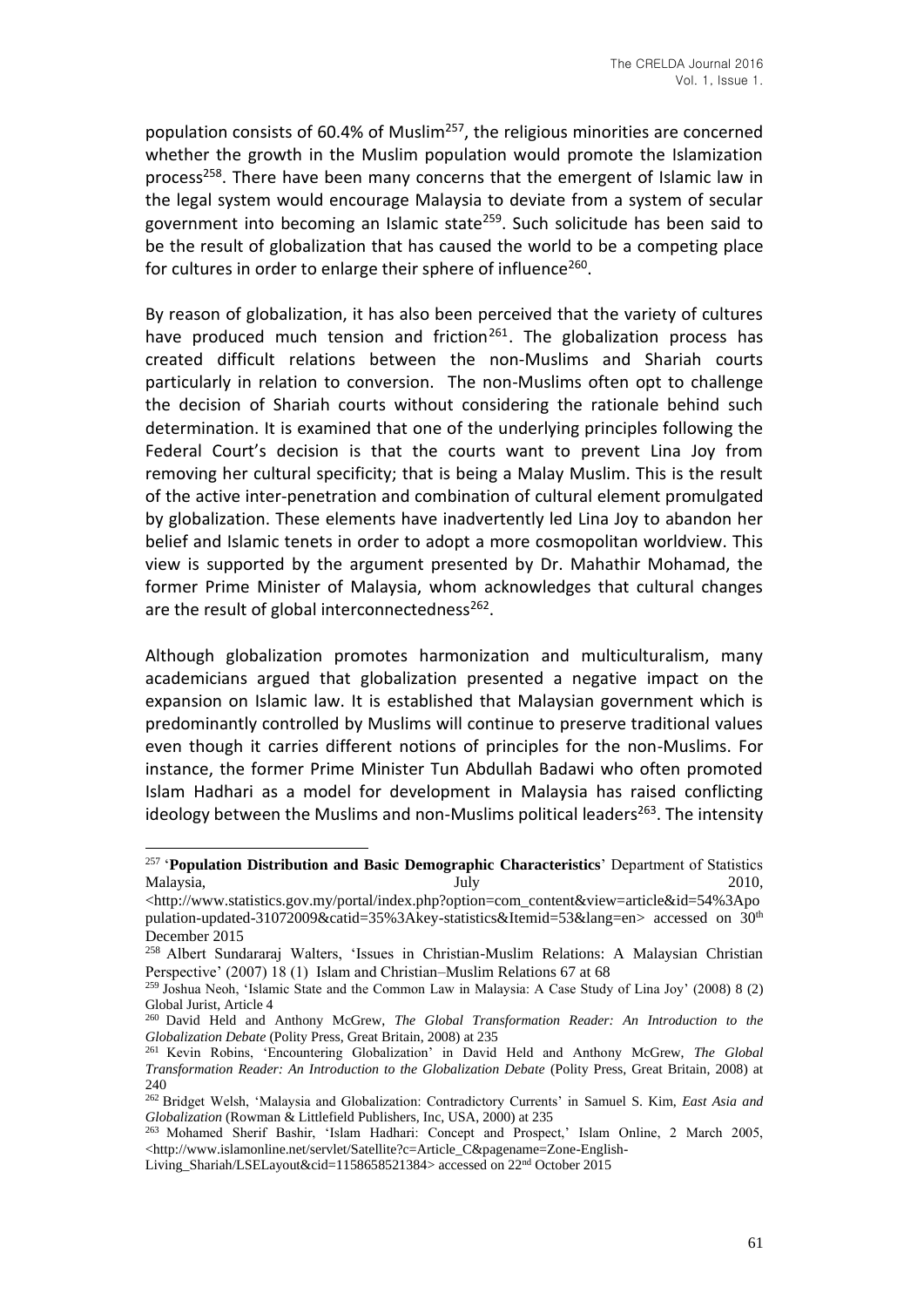population consists of 60.4% of Muslim[257], the religious minorities are concerned whether the growth in the Muslim population would promote the Islamization process[258]. There have been many concerns that the emergent of Islamic law in the legal system would encourage Malaysia to deviate from a system of secular government into becoming an Islamic state[259]. Such solicitude has been said to be the result of globalization that has caused the world to be a competing place for cultures in order to enlarge their sphere of influence[260].

By reason of globalization, it has also been perceived that the variety of cultures have produced much tension and friction[261]. The globalization process has created difficult relations between the non-Muslims and Shariah courts particularly in relation to conversion. The non-Muslims often opt to challenge the decision of Shariah courts without considering the rationale behind such determination. It is examined that one of the underlying principles following the Federal Court's decision is that the courts want to prevent Lina Joy from removing her cultural specificity; that is being a Malay Muslim. This is the result of the active inter-penetration and combination of cultural element promulgated by globalization. These elements have inadvertently led Lina Joy to abandon her belief and Islamic tenets in order to adopt a more cosmopolitan worldview. This view is supported by the argument presented by Dr. Mahathir Mohamad, the former Prime Minister of Malaysia, whom acknowledges that cultural changes are the result of global interconnectedness[262].

Although globalization promotes harmonization and multiculturalism, many academicians argued that globalization presented a negative impact on the expansion on Islamic law. It is established that Malaysian government which is predominantly controlled by Muslims will continue to preserve traditional values even though it carries different notions of principles for the non-Muslims. For instance, the former Prime Minister Tun Abdullah Badawi who often promoted Islam Hadhari as a model for development in Malaysia has raised conflicting ideology between the Muslims and non-Muslims political leaders[263]. The intensity

---

[257] '**Population Distribution and Basic Demographic Characteristics**' Department of Statistics Malaysia, July 2010, <http://www.statistics.gov.my/portal/index.php?option=com_content&view=article&id=54%3Apopulation-updated-31072009&catid=35%3Akey-statistics&Itemid=53&lang=en> accessed on 30th December 2015

[258] Albert Sundararaj Walters, 'Issues in Christian-Muslim Relations: A Malaysian Christian Perspective' (2007) 18 (1) Islam and Christian–Muslim Relations 67 at 68

[259] Joshua Neoh, 'Islamic State and the Common Law in Malaysia: A Case Study of Lina Joy' (2008) 8 (2) Global Jurist, Article 4

[260] David Held and Anthony McGrew, *The Global Transformation Reader: An Introduction to the Globalization Debate* (Polity Press, Great Britain, 2008) at 235

[261] Kevin Robins, 'Encountering Globalization' in David Held and Anthony McGrew, *The Global Transformation Reader: An Introduction to the Globalization Debate* (Polity Press, Great Britain, 2008) at 240

[262] Bridget Welsh, 'Malaysia and Globalization: Contradictory Currents' in Samuel S. Kim, *East Asia and Globalization* (Rowman & Littlefield Publishers, Inc, USA, 2000) at 235

[263] Mohamed Sherif Bashir, 'Islam Hadhari: Concept and Prospect,' Islam Online, 2 March 2005, <http://www.islamonline.net/servlet/Satellite?c=Article_C&pagename=Zone-English-Living_Shariah/LSELayout&cid=1158658521384> accessed on 22nd October 2015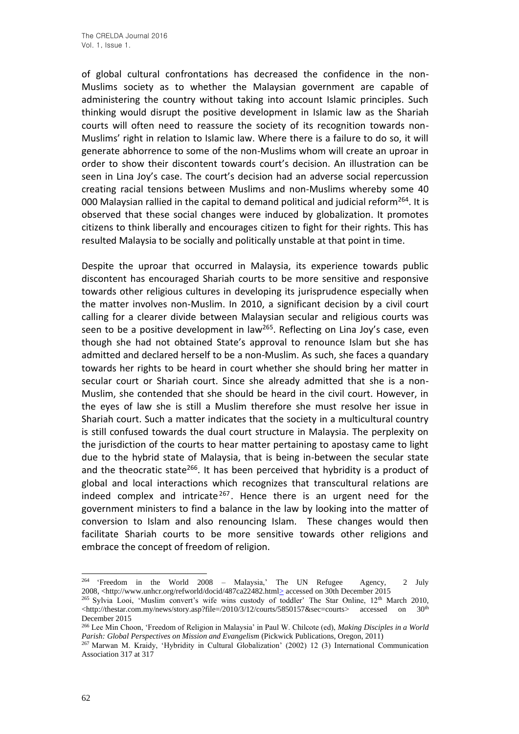of global cultural confrontations has decreased the confidence in the non-Muslims society as to whether the Malaysian government are capable of administering the country without taking into account Islamic principles. Such thinking would disrupt the positive development in Islamic law as the Shariah courts will often need to reassure the society of its recognition towards non-Muslims' right in relation to Islamic law. Where there is a failure to do so, it will generate abhorrence to some of the non-Muslims whom will create an uproar in order to show their discontent towards court's decision. An illustration can be seen in Lina Joy's case. The court's decision had an adverse social repercussion creating racial tensions between Muslims and non-Muslims whereby some 40 000 Malaysian rallied in the capital to demand political and judicial reform[264]. It is observed that these social changes were induced by globalization. It promotes citizens to think liberally and encourages citizen to fight for their rights. This has resulted Malaysia to be socially and politically unstable at that point in time.

Despite the uproar that occurred in Malaysia, its experience towards public discontent has encouraged Shariah courts to be more sensitive and responsive towards other religious cultures in developing its jurisprudence especially when the matter involves non-Muslim. In 2010, a significant decision by a civil court calling for a clearer divide between Malaysian secular and religious courts was seen to be a positive development in law[265]. Reflecting on Lina Joy's case, even though she had not obtained State's approval to renounce Islam but she has admitted and declared herself to be a non-Muslim. As such, she faces a quandary towards her rights to be heard in court whether she should bring her matter in secular court or Shariah court. Since she already admitted that she is a non-Muslim, she contended that she should be heard in the civil court. However, in the eyes of law she is still a Muslim therefore she must resolve her issue in Shariah court. Such a matter indicates that the society in a multicultural country is still confused towards the dual court structure in Malaysia. The perplexity on the jurisdiction of the courts to hear matter pertaining to apostasy came to light due to the hybrid state of Malaysia, that is being in-between the secular state and the theocratic state[266]. It has been perceived that hybridity is a product of global and local interactions which recognizes that transcultural relations are indeed complex and intricate[267]. Hence there is an urgent need for the government ministers to find a balance in the law by looking into the matter of conversion to Islam and also renouncing Islam. These changes would then facilitate Shariah courts to be more sensitive towards other religions and embrace the concept of freedom of religion.

---

[264] 'Freedom in the World 2008 – Malaysia,' The UN Refugee Agency, 2 July 2008, <http://www.unhcr.org/refworld/docid/487ca22482.html> accessed on 30th December 2015

[265] Sylvia Looi, 'Muslim convert's wife wins custody of toddler' The Star Online, 12th March 2010, <http://thestar.com.my/news/story.asp?file=/2010/3/12/courts/5850157&sec=courts> accessed on 30th December 2015

[266] Lee Min Choon, 'Freedom of Religion in Malaysia' in Paul W. Chilcote (ed), *Making Disciples in a World Parish: Global Perspectives on Mission and Evangelism* (Pickwick Publications, Oregon, 2011)

[267] Marwan M. Kraidy, 'Hybridity in Cultural Globalization' (2002) 12 (3) International Communication Association 317 at 317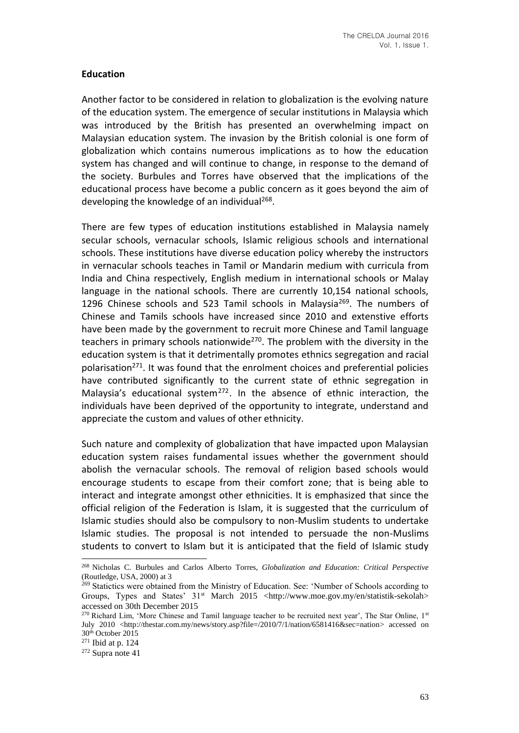## Education

Another factor to be considered in relation to globalization is the evolving nature of the education system. The emergence of secular institutions in Malaysia which was introduced by the British has presented an overwhelming impact on Malaysian education system. The invasion by the British colonial is one form of globalization which contains numerous implications as to how the education system has changed and will continue to change, in response to the demand of the society. Burbules and Torres have observed that the implications of the educational process have become a public concern as it goes beyond the aim of developing the knowledge of an individual[268].

There are few types of education institutions established in Malaysia namely secular schools, vernacular schools, Islamic religious schools and international schools. These institutions have diverse education policy whereby the instructors in vernacular schools teaches in Tamil or Mandarin medium with curricula from India and China respectively, English medium in international schools or Malay language in the national schools. There are currently 10,154 national schools, 1296 Chinese schools and 523 Tamil schools in Malaysia[269]. The numbers of Chinese and Tamils schools have increased since 2010 and extenstive efforts have been made by the government to recruit more Chinese and Tamil language teachers in primary schools nationwide[270]. The problem with the diversity in the education system is that it detrimentally promotes ethnics segregation and racial polarisation[271]. It was found that the enrolment choices and preferential policies have contributed significantly to the current state of ethnic segregation in Malaysia's educational system[272]. In the absence of ethnic interaction, the individuals have been deprived of the opportunity to integrate, understand and appreciate the custom and values of other ethnicity.

Such nature and complexity of globalization that have impacted upon Malaysian education system raises fundamental issues whether the government should abolish the vernacular schools. The removal of religion based schools would encourage students to escape from their comfort zone; that is being able to interact and integrate amongst other ethnicities. It is emphasized that since the official religion of the Federation is Islam, it is suggested that the curriculum of Islamic studies should also be compulsory to non-Muslim students to undertake Islamic studies. The proposal is not intended to persuade the non-Muslims students to convert to Islam but it is anticipated that the field of Islamic study

---

[268] Nicholas C. Burbules and Carlos Alberto Torres, *Globalization and Education: Critical Perspective* (Routledge, USA, 2000) at 3

[269] Statictics were obtained from the Ministry of Education. See: 'Number of Schools according to Groups, Types and States' 31st March 2015 <http://www.moe.gov.my/en/statistik-sekolah> accessed on 30th December 2015

[270] Richard Lim, 'More Chinese and Tamil language teacher to be recruited next year', The Star Online, 1st July 2010 <http://thestar.com.my/news/story.asp?file=/2010/7/1/nation/6581416&sec=nation> accessed on 30th October 2015

[271] Ibid at p. 124

[272] Supra note 41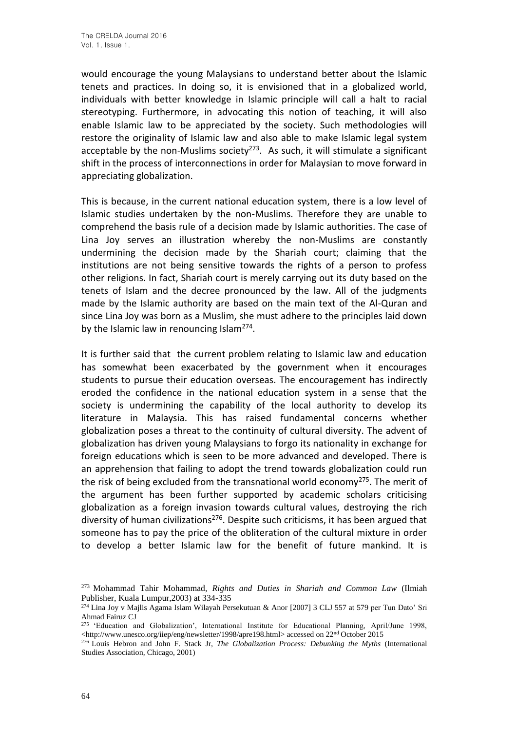would encourage the young Malaysians to understand better about the Islamic tenets and practices. In doing so, it is envisioned that in a globalized world, individuals with better knowledge in Islamic principle will call a halt to racial stereotyping. Furthermore, in advocating this notion of teaching, it will also enable Islamic law to be appreciated by the society. Such methodologies will restore the originality of Islamic law and also able to make Islamic legal system acceptable by the non-Muslims society[273]. As such, it will stimulate a significant shift in the process of interconnections in order for Malaysian to move forward in appreciating globalization.

This is because, in the current national education system, there is a low level of Islamic studies undertaken by the non-Muslims. Therefore they are unable to comprehend the basis rule of a decision made by Islamic authorities. The case of Lina Joy serves an illustration whereby the non-Muslims are constantly undermining the decision made by the Shariah court; claiming that the institutions are not being sensitive towards the rights of a person to profess other religions. In fact, Shariah court is merely carrying out its duty based on the tenets of Islam and the decree pronounced by the law. All of the judgments made by the Islamic authority are based on the main text of the Al-Quran and since Lina Joy was born as a Muslim, she must adhere to the principles laid down by the Islamic law in renouncing Islam[274].

It is further said that the current problem relating to Islamic law and education has somewhat been exacerbated by the government when it encourages students to pursue their education overseas. The encouragement has indirectly eroded the confidence in the national education system in a sense that the society is undermining the capability of the local authority to develop its literature in Malaysia. This has raised fundamental concerns whether globalization poses a threat to the continuity of cultural diversity. The advent of globalization has driven young Malaysians to forgo its nationality in exchange for foreign educations which is seen to be more advanced and developed. There is an apprehension that failing to adopt the trend towards globalization could run the risk of being excluded from the transnational world economy[275]. The merit of the argument has been further supported by academic scholars criticising globalization as a foreign invasion towards cultural values, destroying the rich diversity of human civilizations[276]. Despite such criticisms, it has been argued that someone has to pay the price of the obliteration of the cultural mixture in order to develop a better Islamic law for the benefit of future mankind. It is

---

[273] Mohammad Tahir Mohammad, *Rights and Duties in Shariah and Common Law* (Ilmiah Publisher, Kuala Lumpur,2003) at 334-335

[274] Lina Joy v Majlis Agama Islam Wilayah Persekutuan & Anor [2007] 3 CLJ 557 at 579 per Tun Dato' Sri Ahmad Fairuz CJ

[275] 'Education and Globalization', International Institute for Educational Planning, April/June 1998, <http://www.unesco.org/iiep/eng/newsletter/1998/apre198.html> accessed on 22nd October 2015

[276] Louis Hebron and John F. Stack Jr, *The Globalization Process: Debunking the Myths* (International Studies Association, Chicago, 2001)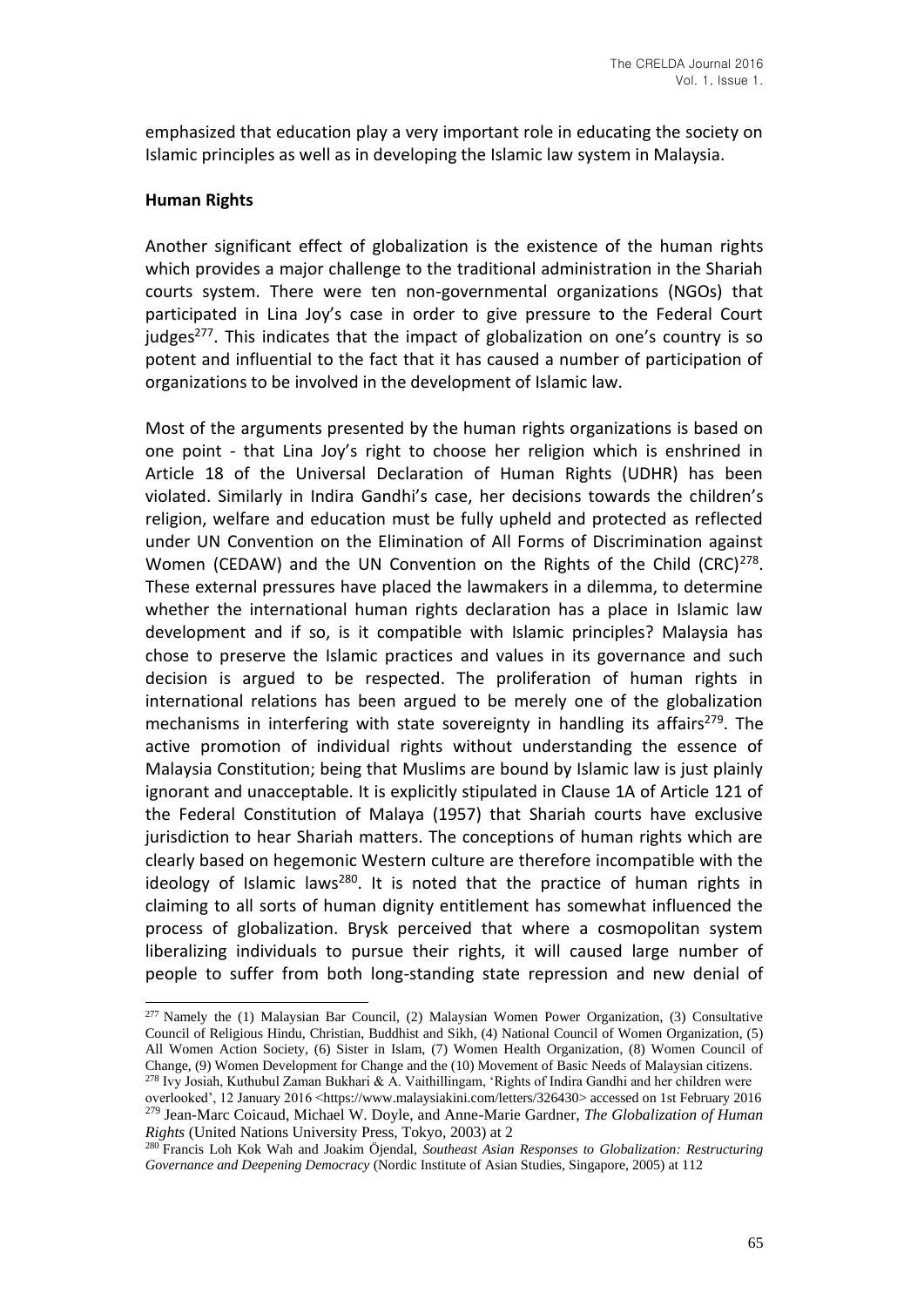emphasized that education play a very important role in educating the society on Islamic principles as well as in developing the Islamic law system in Malaysia.

**Human Rights**

Another significant effect of globalization is the existence of the human rights which provides a major challenge to the traditional administration in the Shariah courts system. There were ten non-governmental organizations (NGOs) that participated in Lina Joy's case in order to give pressure to the Federal Court judges[277]. This indicates that the impact of globalization on one's country is so potent and influential to the fact that it has caused a number of participation of organizations to be involved in the development of Islamic law.

Most of the arguments presented by the human rights organizations is based on one point - that Lina Joy's right to choose her religion which is enshrined in Article 18 of the Universal Declaration of Human Rights (UDHR) has been violated. Similarly in Indira Gandhi's case, her decisions towards the children's religion, welfare and education must be fully upheld and protected as reflected under UN Convention on the Elimination of All Forms of Discrimination against Women (CEDAW) and the UN Convention on the Rights of the Child (CRC)[278]. These external pressures have placed the lawmakers in a dilemma, to determine whether the international human rights declaration has a place in Islamic law development and if so, is it compatible with Islamic principles? Malaysia has chose to preserve the Islamic practices and values in its governance and such decision is argued to be respected. The proliferation of human rights in international relations has been argued to be merely one of the globalization mechanisms in interfering with state sovereignty in handling its affairs[279]. The active promotion of individual rights without understanding the essence of Malaysia Constitution; being that Muslims are bound by Islamic law is just plainly ignorant and unacceptable. It is explicitly stipulated in Clause 1A of Article 121 of the Federal Constitution of Malaya (1957) that Shariah courts have exclusive jurisdiction to hear Shariah matters. The conceptions of human rights which are clearly based on hegemonic Western culture are therefore incompatible with the ideology of Islamic laws[280]. It is noted that the practice of human rights in claiming to all sorts of human dignity entitlement has somewhat influenced the process of globalization. Brysk perceived that where a cosmopolitan system liberalizing individuals to pursue their rights, it will caused large number of people to suffer from both long-standing state repression and new denial of

---

[277] Namely the (1) Malaysian Bar Council, (2) Malaysian Women Power Organization, (3) Consultative Council of Religious Hindu, Christian, Buddhist and Sikh, (4) National Council of Women Organization, (5) All Women Action Society, (6) Sister in Islam, (7) Women Health Organization, (8) Women Council of Change, (9) Women Development for Change and the (10) Movement of Basic Needs of Malaysian citizens.

[278] Ivy Josiah, Kuthubul Zaman Bukhari & A. Vaithillingam, 'Rights of Indira Gandhi and her children were overlooked', 12 January 2016 <https://www.malaysiakini.com/letters/326430> accessed on 1st February 2016

[279] Jean-Marc Coicaud, Michael W. Doyle, and Anne-Marie Gardner, *The Globalization of Human Rights* (United Nations University Press, Tokyo, 2003) at 2

[280] Francis Loh Kok Wah and Joakim Öjendal, *Southeast Asian Responses to Globalization: Restructuring Governance and Deepening Democracy* (Nordic Institute of Asian Studies, Singapore, 2005) at 112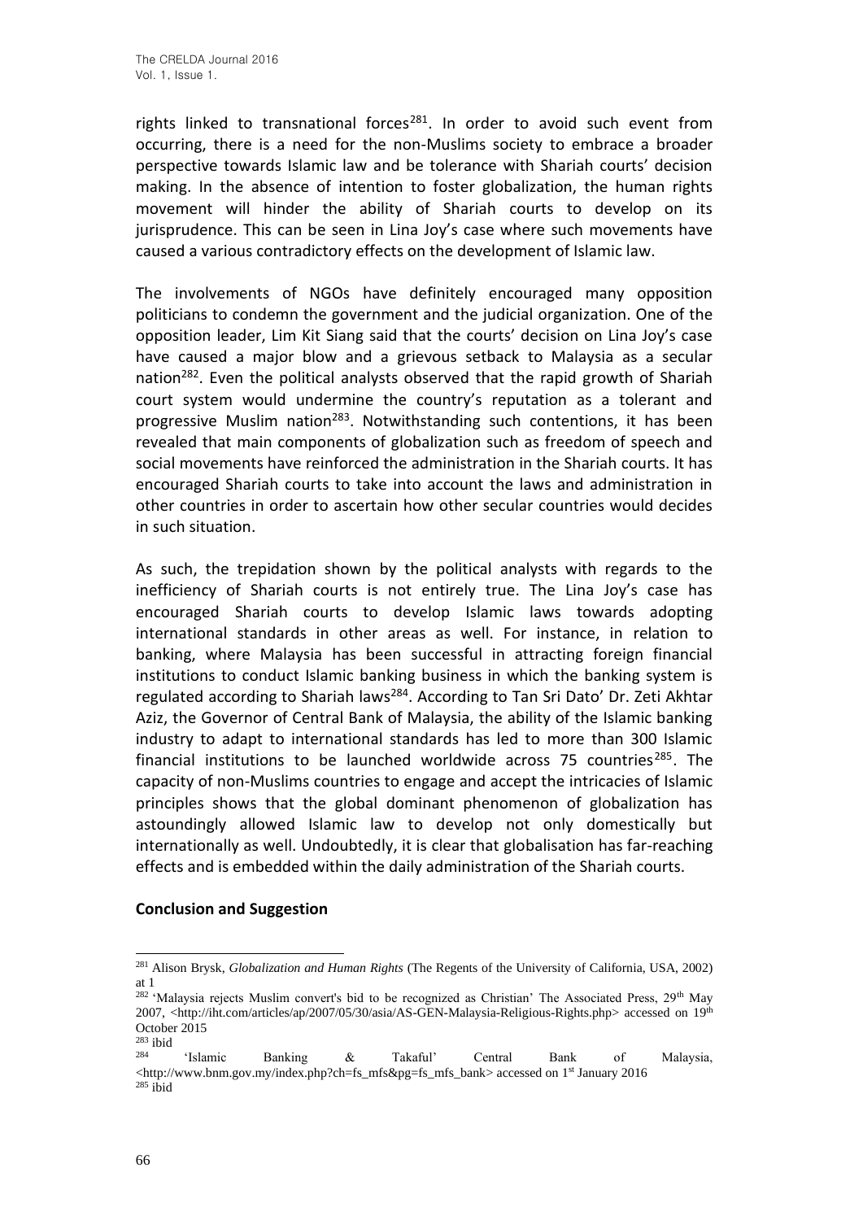rights linked to transnational forces[281]. In order to avoid such event from occurring, there is a need for the non-Muslims society to embrace a broader perspective towards Islamic law and be tolerance with Shariah courts' decision making. In the absence of intention to foster globalization, the human rights movement will hinder the ability of Shariah courts to develop on its jurisprudence. This can be seen in Lina Joy's case where such movements have caused a various contradictory effects on the development of Islamic law.

The involvements of NGOs have definitely encouraged many opposition politicians to condemn the government and the judicial organization. One of the opposition leader, Lim Kit Siang said that the courts' decision on Lina Joy's case have caused a major blow and a grievous setback to Malaysia as a secular nation[282]. Even the political analysts observed that the rapid growth of Shariah court system would undermine the country's reputation as a tolerant and progressive Muslim nation[283]. Notwithstanding such contentions, it has been revealed that main components of globalization such as freedom of speech and social movements have reinforced the administration in the Shariah courts. It has encouraged Shariah courts to take into account the laws and administration in other countries in order to ascertain how other secular countries would decides in such situation.

As such, the trepidation shown by the political analysts with regards to the inefficiency of Shariah courts is not entirely true. The Lina Joy's case has encouraged Shariah courts to develop Islamic laws towards adopting international standards in other areas as well. For instance, in relation to banking, where Malaysia has been successful in attracting foreign financial institutions to conduct Islamic banking business in which the banking system is regulated according to Shariah laws[284]. According to Tan Sri Dato' Dr. Zeti Akhtar Aziz, the Governor of Central Bank of Malaysia, the ability of the Islamic banking industry to adapt to international standards has led to more than 300 Islamic financial institutions to be launched worldwide across 75 countries[285]. The capacity of non-Muslims countries to engage and accept the intricacies of Islamic principles shows that the global dominant phenomenon of globalization has astoundingly allowed Islamic law to develop not only domestically but internationally as well. Undoubtedly, it is clear that globalisation has far-reaching effects and is embedded within the daily administration of the Shariah courts.

**Conclusion and Suggestion**

---

[281] Alison Brysk, *Globalization and Human Rights* (The Regents of the University of California, USA, 2002) at 1

[282] 'Malaysia rejects Muslim convert's bid to be recognized as Christian' The Associated Press, 29th May 2007, <http://iht.com/articles/ap/2007/05/30/asia/AS-GEN-Malaysia-Religious-Rights.php> accessed on 19th October 2015

[283] ibid

[284] 'Islamic Banking & Takaful' Central Bank of Malaysia, <http://www.bnm.gov.my/index.php?ch=fs_mfs&pg=fs_mfs_bank> accessed on 1st January 2016

[285] ibid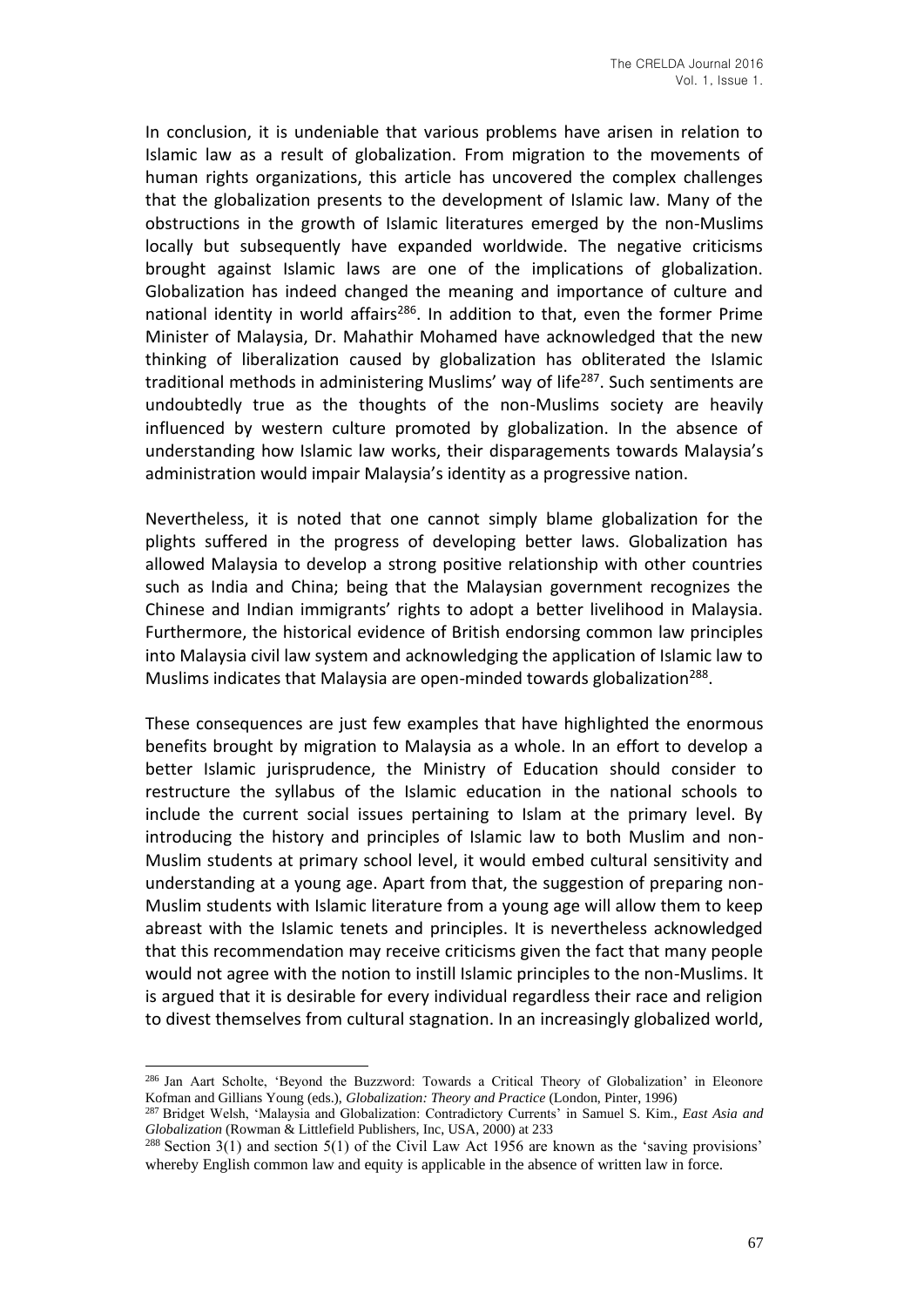In conclusion, it is undeniable that various problems have arisen in relation to Islamic law as a result of globalization. From migration to the movements of human rights organizations, this article has uncovered the complex challenges that the globalization presents to the development of Islamic law. Many of the obstructions in the growth of Islamic literatures emerged by the non-Muslims locally but subsequently have expanded worldwide. The negative criticisms brought against Islamic laws are one of the implications of globalization. Globalization has indeed changed the meaning and importance of culture and national identity in world affairs[286]. In addition to that, even the former Prime Minister of Malaysia, Dr. Mahathir Mohamed have acknowledged that the new thinking of liberalization caused by globalization has obliterated the Islamic traditional methods in administering Muslims' way of life[287]. Such sentiments are undoubtedly true as the thoughts of the non-Muslims society are heavily influenced by western culture promoted by globalization. In the absence of understanding how Islamic law works, their disparagements towards Malaysia's administration would impair Malaysia's identity as a progressive nation.

Nevertheless, it is noted that one cannot simply blame globalization for the plights suffered in the progress of developing better laws. Globalization has allowed Malaysia to develop a strong positive relationship with other countries such as India and China; being that the Malaysian government recognizes the Chinese and Indian immigrants' rights to adopt a better livelihood in Malaysia. Furthermore, the historical evidence of British endorsing common law principles into Malaysia civil law system and acknowledging the application of Islamic law to Muslims indicates that Malaysia are open-minded towards globalization[288].

These consequences are just few examples that have highlighted the enormous benefits brought by migration to Malaysia as a whole. In an effort to develop a better Islamic jurisprudence, the Ministry of Education should consider to restructure the syllabus of the Islamic education in the national schools to include the current social issues pertaining to Islam at the primary level. By introducing the history and principles of Islamic law to both Muslim and non-Muslim students at primary school level, it would embed cultural sensitivity and understanding at a young age. Apart from that, the suggestion of preparing non-Muslim students with Islamic literature from a young age will allow them to keep abreast with the Islamic tenets and principles. It is nevertheless acknowledged that this recommendation may receive criticisms given the fact that many people would not agree with the notion to instill Islamic principles to the non-Muslims. It is argued that it is desirable for every individual regardless their race and religion to divest themselves from cultural stagnation. In an increasingly globalized world,

---

[286] Jan Aart Scholte, 'Beyond the Buzzword: Towards a Critical Theory of Globalization' in Eleonore Kofman and Gillians Young (eds.), *Globalization: Theory and Practice* (London, Pinter, 1996)

[287] Bridget Welsh, 'Malaysia and Globalization: Contradictory Currents' in Samuel S. Kim., *East Asia and Globalization* (Rowman & Littlefield Publishers, Inc, USA, 2000) at 233

[288] Section 3(1) and section 5(1) of the Civil Law Act 1956 are known as the 'saving provisions' whereby English common law and equity is applicable in the absence of written law in force.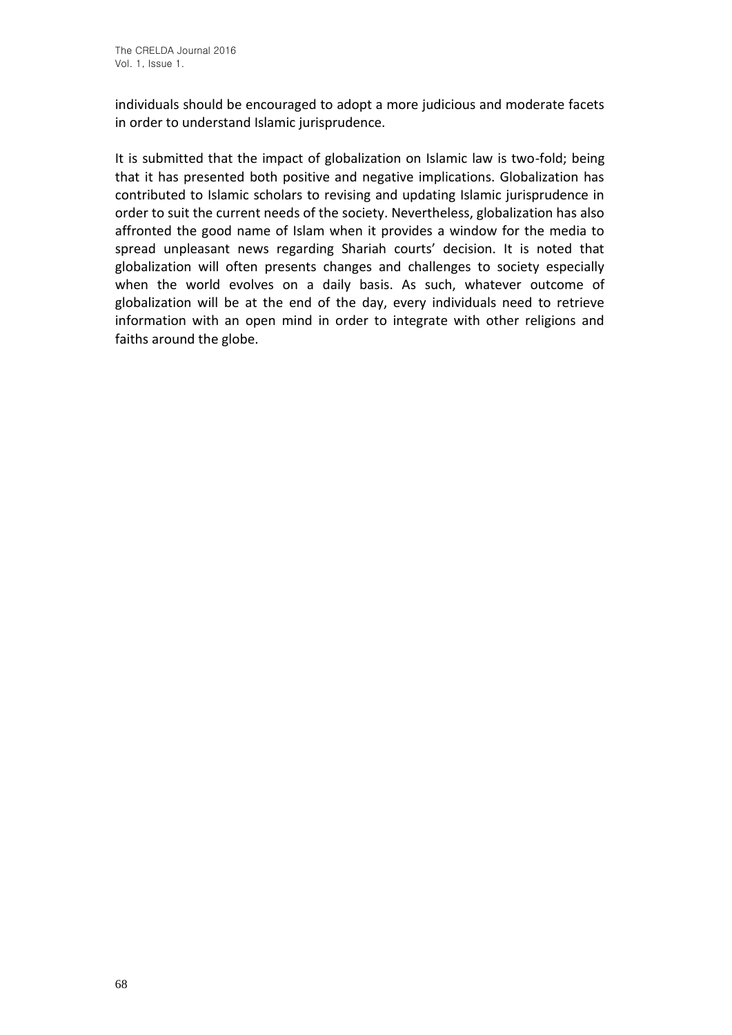individuals should be encouraged to adopt a more judicious and moderate facets in order to understand Islamic jurisprudence.

It is submitted that the impact of globalization on Islamic law is two-fold; being that it has presented both positive and negative implications. Globalization has contributed to Islamic scholars to revising and updating Islamic jurisprudence in order to suit the current needs of the society. Nevertheless, globalization has also affronted the good name of Islam when it provides a window for the media to spread unpleasant news regarding Shariah courts' decision. It is noted that globalization will often presents changes and challenges to society especially when the world evolves on a daily basis. As such, whatever outcome of globalization will be at the end of the day, every individuals need to retrieve information with an open mind in order to integrate with other religions and faiths around the globe.